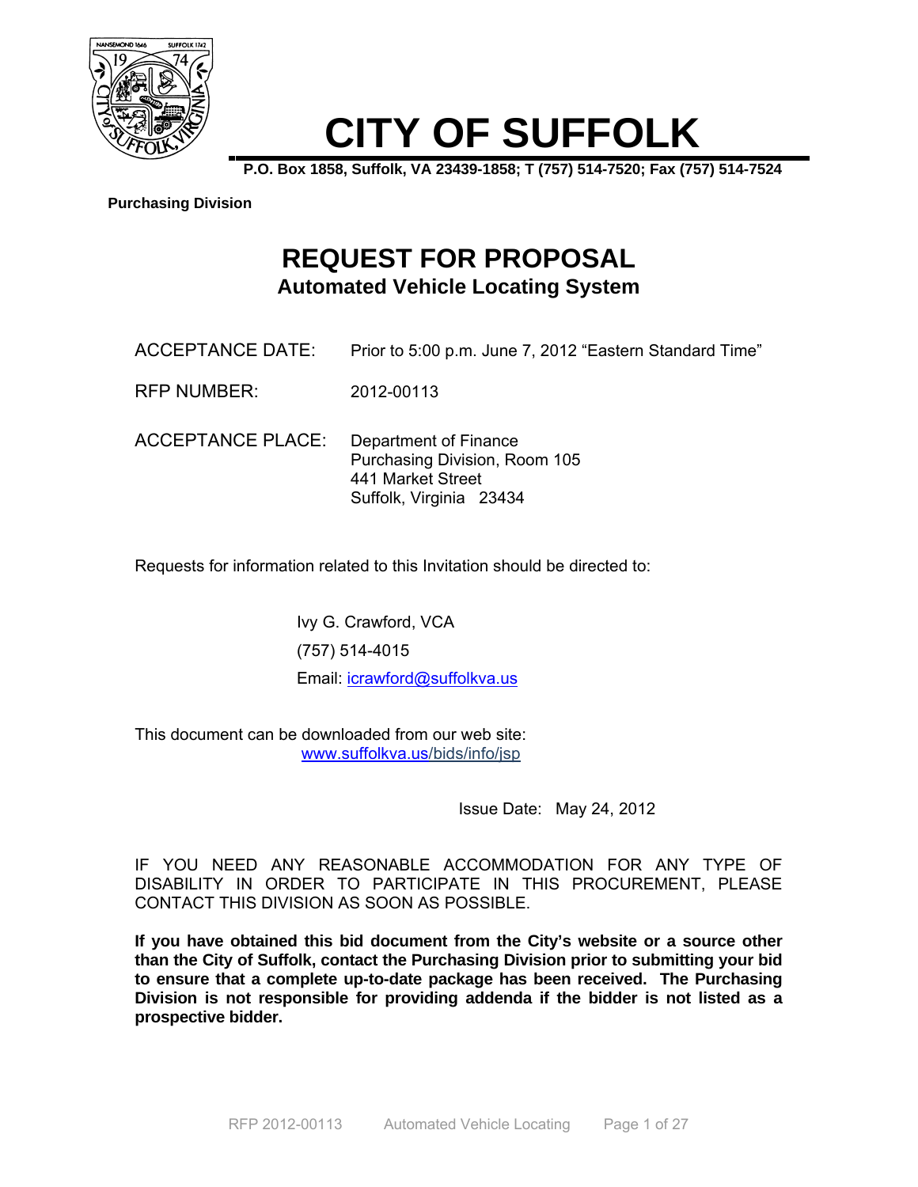# CITY OF SUFFOLK

**P.O. Box 1858, Suffolk, VA 23439-1858; T (757) 514-7520; Fax (757) 514-7524**

**Purchasing Division**

# REQUEST FOR PROPOSAL

## Automated Vehicle Locating System

ACCEPTANCE DATE: Prior to 5:00 p.m. June 7, 2012 "Eastern Standard Time"

RFP NUMBER: 2012-00113

ACCEPTANCE PLACE: Department of Finance
Purchasing Division, Room 105
441 Market Street
Suffolk, Virginia 23434

Requests for information related to this Invitation should be directed to:

Ivy G. Crawford, VCA
(757) 514-4015
Email: icrawford@suffolkva.us

This document can be downloaded from our web site:
www.suffolkva.us/bids/info/jsp

Issue Date: May 24, 2012

IF YOU NEED ANY REASONABLE ACCOMMODATION FOR ANY TYPE OF DISABILITY IN ORDER TO PARTICIPATE IN THIS PROCUREMENT, PLEASE CONTACT THIS DIVISION AS SOON AS POSSIBLE.

**If you have obtained this bid document from the City's website or a source other than the City of Suffolk, contact the Purchasing Division prior to submitting your bid to ensure that a complete up-to-date package has been received. The Purchasing Division is not responsible for providing addenda if the bidder is not listed as a prospective bidder.**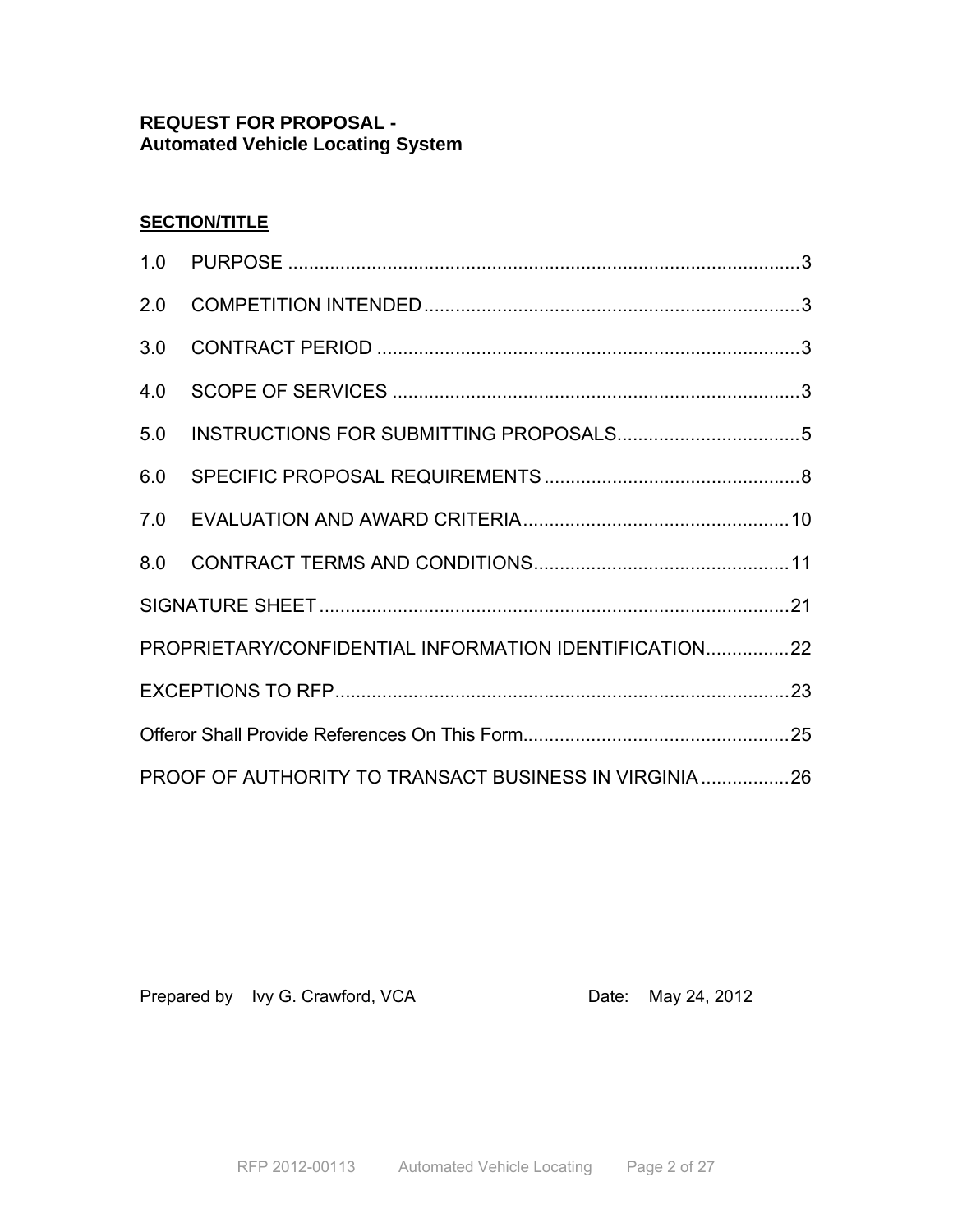**REQUEST FOR PROPOSAL -**
**Automated Vehicle Locating System**

**SECTION/TITLE**

1.0 PURPOSE ..................................................................................................3

2.0 COMPETITION INTENDED........................................................................3

3.0 CONTRACT PERIOD .................................................................................3

4.0 SCOPE OF SERVICES .............................................................................3

5.0 INSTRUCTIONS FOR SUBMITTING PROPOSALS...................................5

6.0 SPECIFIC PROPOSAL REQUIREMENTS .................................................8

7.0 EVALUATION AND AWARD CRITERIA....................................................10

8.0 CONTRACT TERMS AND CONDITIONS.................................................11

SIGNATURE SHEET ..........................................................................................21

PROPRIETARY/CONFIDENTIAL INFORMATION IDENTIFICATION................22

EXCEPTIONS TO RFP.......................................................................................23

Offeror Shall Provide References On This Form...................................................25

PROOF OF AUTHORITY TO TRANSACT BUSINESS IN VIRGINIA.................26

Prepared by Ivy G. Crawford, VCA Date: May 24, 2012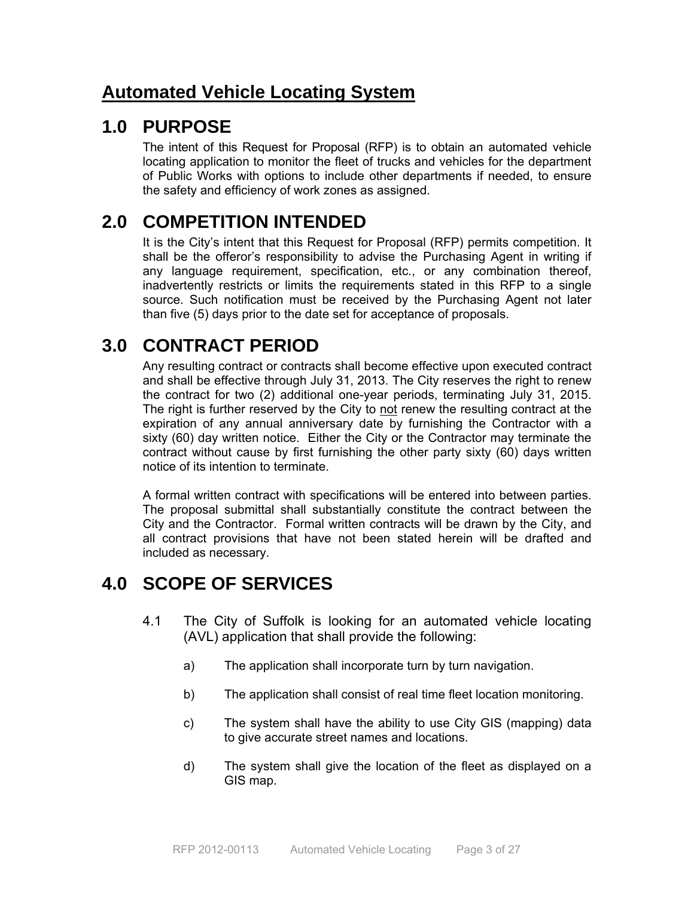# Automated Vehicle Locating System

## 1.0 PURPOSE

The intent of this Request for Proposal (RFP) is to obtain an automated vehicle locating application to monitor the fleet of trucks and vehicles for the department of Public Works with options to include other departments if needed, to ensure the safety and efficiency of work zones as assigned.

## 2.0 COMPETITION INTENDED

It is the City's intent that this Request for Proposal (RFP) permits competition. It shall be the offeror's responsibility to advise the Purchasing Agent in writing if any language requirement, specification, etc., or any combination thereof, inadvertently restricts or limits the requirements stated in this RFP to a single source. Such notification must be received by the Purchasing Agent not later than five (5) days prior to the date set for acceptance of proposals.

## 3.0 CONTRACT PERIOD

Any resulting contract or contracts shall become effective upon executed contract and shall be effective through July 31, 2013. The City reserves the right to renew the contract for two (2) additional one-year periods, terminating July 31, 2015. The right is further reserved by the City to <u>not</u> renew the resulting contract at the expiration of any annual anniversary date by furnishing the Contractor with a sixty (60) day written notice. Either the City or the Contractor may terminate the contract without cause by first furnishing the other party sixty (60) days written notice of its intention to terminate.

A formal written contract with specifications will be entered into between parties. The proposal submittal shall substantially constitute the contract between the City and the Contractor. Formal written contracts will be drawn by the City, and all contract provisions that have not been stated herein will be drafted and included as necessary.

## 4.0 SCOPE OF SERVICES

4.1 The City of Suffolk is looking for an automated vehicle locating (AVL) application that shall provide the following:

a) The application shall incorporate turn by turn navigation.

b) The application shall consist of real time fleet location monitoring.

c) The system shall have the ability to use City GIS (mapping) data to give accurate street names and locations.

d) The system shall give the location of the fleet as displayed on a GIS map.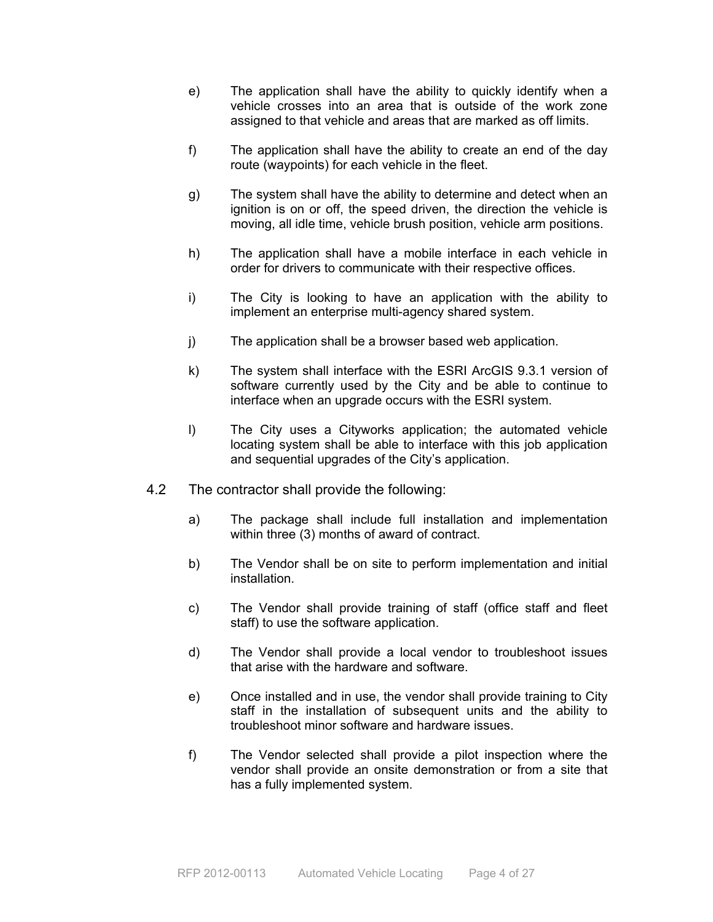e) The application shall have the ability to quickly identify when a vehicle crosses into an area that is outside of the work zone assigned to that vehicle and areas that are marked as off limits.

f) The application shall have the ability to create an end of the day route (waypoints) for each vehicle in the fleet.

g) The system shall have the ability to determine and detect when an ignition is on or off, the speed driven, the direction the vehicle is moving, all idle time, vehicle brush position, vehicle arm positions.

h) The application shall have a mobile interface in each vehicle in order for drivers to communicate with their respective offices.

i) The City is looking to have an application with the ability to implement an enterprise multi-agency shared system.

j) The application shall be a browser based web application.

k) The system shall interface with the ESRI ArcGIS 9.3.1 version of software currently used by the City and be able to continue to interface when an upgrade occurs with the ESRI system.

l) The City uses a Cityworks application; the automated vehicle locating system shall be able to interface with this job application and sequential upgrades of the City's application.

4.2 The contractor shall provide the following:

a) The package shall include full installation and implementation within three (3) months of award of contract.

b) The Vendor shall be on site to perform implementation and initial installation.

c) The Vendor shall provide training of staff (office staff and fleet staff) to use the software application.

d) The Vendor shall provide a local vendor to troubleshoot issues that arise with the hardware and software.

e) Once installed and in use, the vendor shall provide training to City staff in the installation of subsequent units and the ability to troubleshoot minor software and hardware issues.

f) The Vendor selected shall provide a pilot inspection where the vendor shall provide an onsite demonstration or from a site that has a fully implemented system.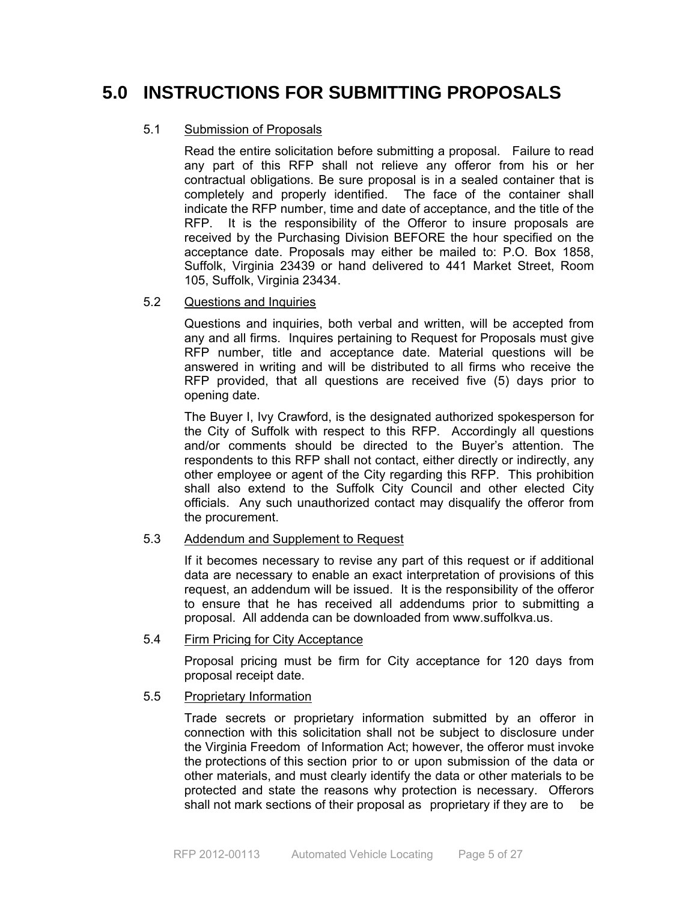# 5.0 INSTRUCTIONS FOR SUBMITTING PROPOSALS

## 5.1 Submission of Proposals

Read the entire solicitation before submitting a proposal. Failure to read any part of this RFP shall not relieve any offeror from his or her contractual obligations. Be sure proposal is in a sealed container that is completely and properly identified. The face of the container shall indicate the RFP number, time and date of acceptance, and the title of the RFP. It is the responsibility of the Offeror to insure proposals are received by the Purchasing Division BEFORE the hour specified on the acceptance date. Proposals may either be mailed to: P.O. Box 1858, Suffolk, Virginia 23439 or hand delivered to 441 Market Street, Room 105, Suffolk, Virginia 23434.

## 5.2 Questions and Inquiries

Questions and inquiries, both verbal and written, will be accepted from any and all firms. Inquires pertaining to Request for Proposals must give RFP number, title and acceptance date. Material questions will be answered in writing and will be distributed to all firms who receive the RFP provided, that all questions are received five (5) days prior to opening date.

The Buyer I, Ivy Crawford, is the designated authorized spokesperson for the City of Suffolk with respect to this RFP. Accordingly all questions and/or comments should be directed to the Buyer's attention. The respondents to this RFP shall not contact, either directly or indirectly, any other employee or agent of the City regarding this RFP. This prohibition shall also extend to the Suffolk City Council and other elected City officials. Any such unauthorized contact may disqualify the offeror from the procurement.

## 5.3 Addendum and Supplement to Request

If it becomes necessary to revise any part of this request or if additional data are necessary to enable an exact interpretation of provisions of this request, an addendum will be issued. It is the responsibility of the offeror to ensure that he has received all addendums prior to submitting a proposal. All addenda can be downloaded from www.suffolkva.us.

## 5.4 Firm Pricing for City Acceptance

Proposal pricing must be firm for City acceptance for 120 days from proposal receipt date.

## 5.5 Proprietary Information

Trade secrets or proprietary information submitted by an offeror in connection with this solicitation shall not be subject to disclosure under the Virginia Freedom of Information Act; however, the offeror must invoke the protections of this section prior to or upon submission of the data or other materials, and must clearly identify the data or other materials to be protected and state the reasons why protection is necessary. Offerors shall not mark sections of their proposal as proprietary if they are to be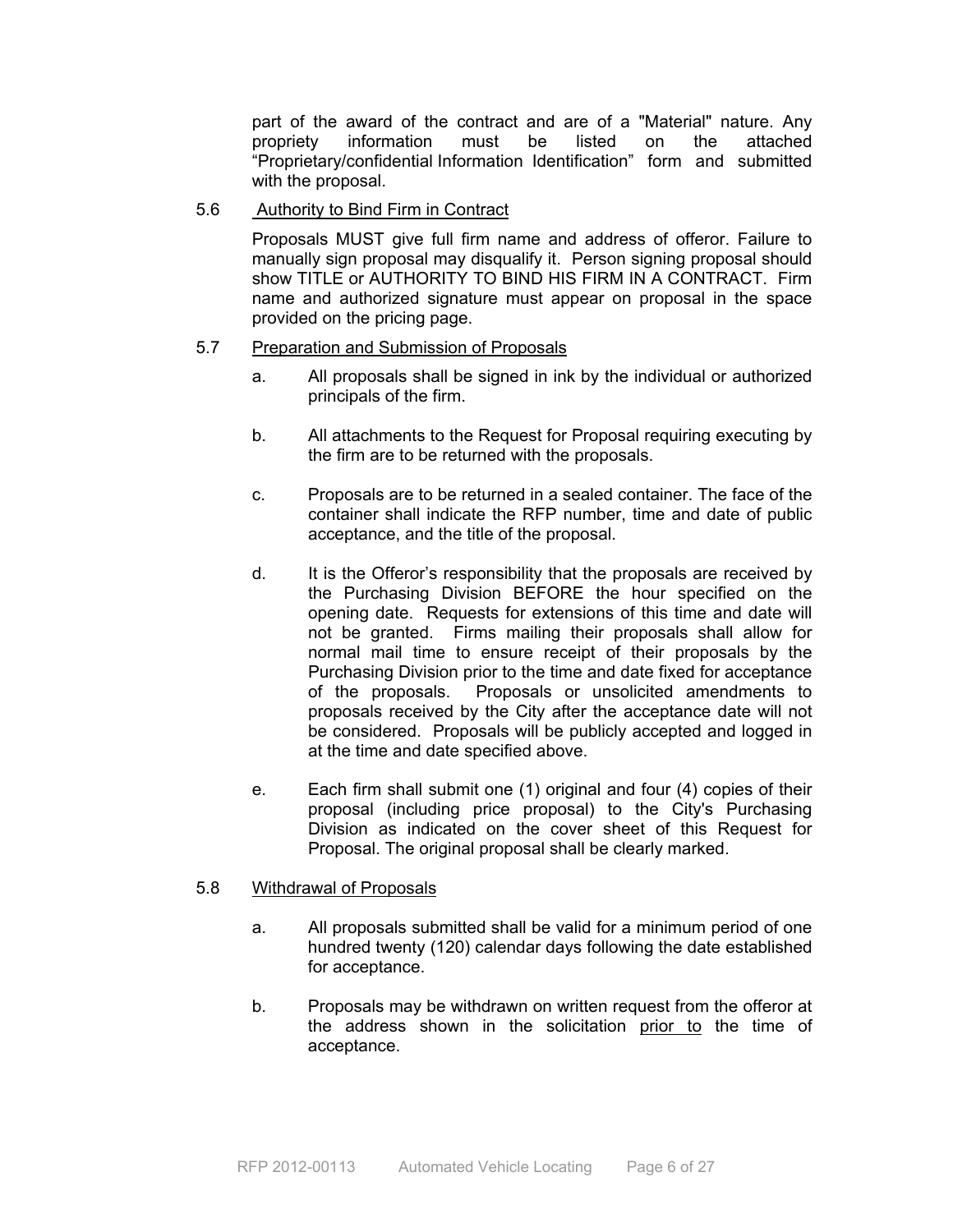part of the award of the contract and are of a "Material" nature. Any propriety information must be listed on the attached "Proprietary/confidential Information Identification" form and submitted with the proposal.

5.6 Authority to Bind Firm in Contract

Proposals MUST give full firm name and address of offeror. Failure to manually sign proposal may disqualify it. Person signing proposal should show TITLE or AUTHORITY TO BIND HIS FIRM IN A CONTRACT. Firm name and authorized signature must appear on proposal in the space provided on the pricing page.

5.7 Preparation and Submission of Proposals

a. All proposals shall be signed in ink by the individual or authorized principals of the firm.

b. All attachments to the Request for Proposal requiring executing by the firm are to be returned with the proposals.

c. Proposals are to be returned in a sealed container. The face of the container shall indicate the RFP number, time and date of public acceptance, and the title of the proposal.

d. It is the Offeror's responsibility that the proposals are received by the Purchasing Division BEFORE the hour specified on the opening date. Requests for extensions of this time and date will not be granted. Firms mailing their proposals shall allow for normal mail time to ensure receipt of their proposals by the Purchasing Division prior to the time and date fixed for acceptance of the proposals. Proposals or unsolicited amendments to proposals received by the City after the acceptance date will not be considered. Proposals will be publicly accepted and logged in at the time and date specified above.

e. Each firm shall submit one (1) original and four (4) copies of their proposal (including price proposal) to the City's Purchasing Division as indicated on the cover sheet of this Request for Proposal. The original proposal shall be clearly marked.

5.8 Withdrawal of Proposals

a. All proposals submitted shall be valid for a minimum period of one hundred twenty (120) calendar days following the date established for acceptance.

b. Proposals may be withdrawn on written request from the offeror at the address shown in the solicitation prior to the time of acceptance.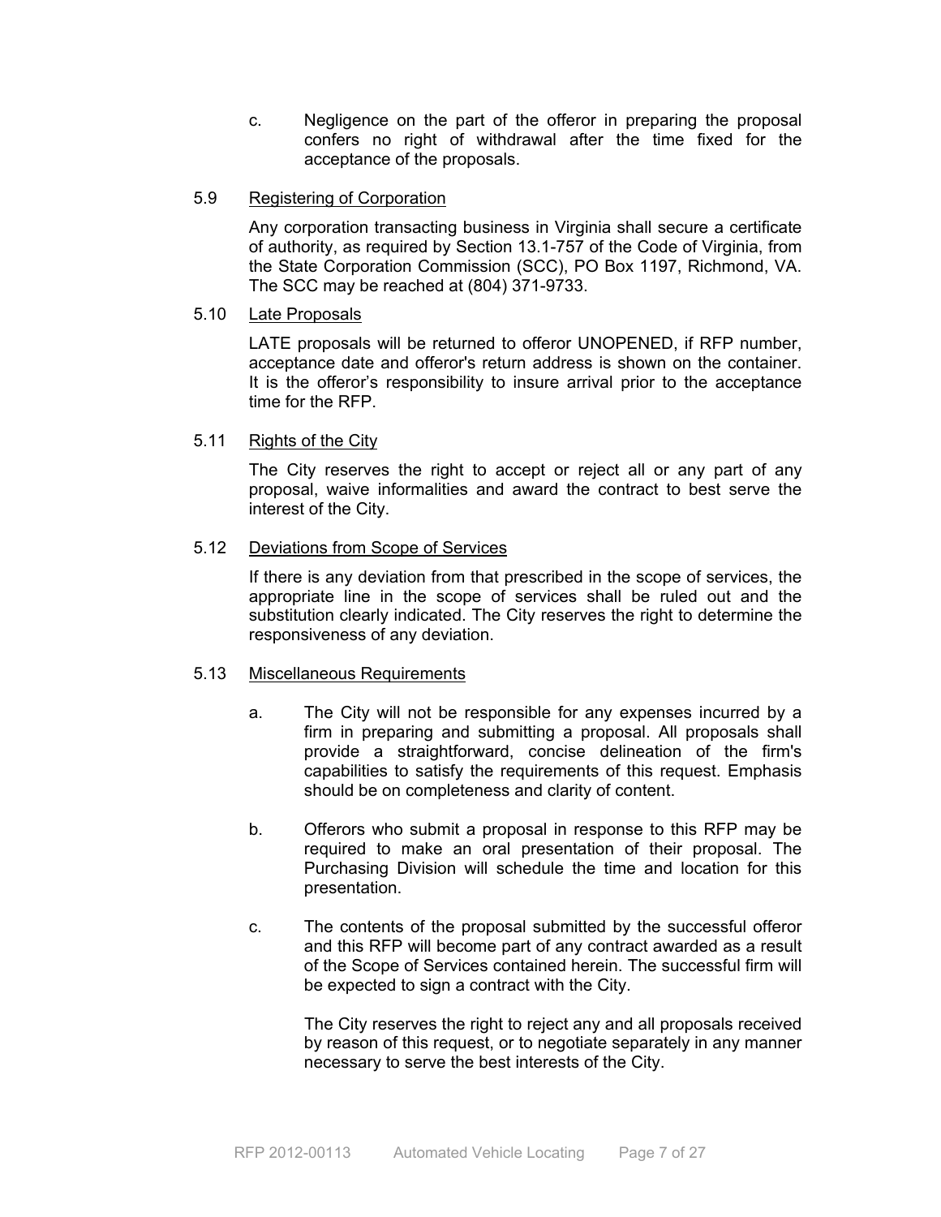c. Negligence on the part of the offeror in preparing the proposal confers no right of withdrawal after the time fixed for the acceptance of the proposals.

### 5.9 Registering of Corporation

Any corporation transacting business in Virginia shall secure a certificate of authority, as required by Section 13.1-757 of the Code of Virginia, from the State Corporation Commission (SCC), PO Box 1197, Richmond, VA. The SCC may be reached at (804) 371-9733.

### 5.10 Late Proposals

LATE proposals will be returned to offeror UNOPENED, if RFP number, acceptance date and offeror's return address is shown on the container. It is the offeror's responsibility to insure arrival prior to the acceptance time for the RFP.

### 5.11 Rights of the City

The City reserves the right to accept or reject all or any part of any proposal, waive informalities and award the contract to best serve the interest of the City.

### 5.12 Deviations from Scope of Services

If there is any deviation from that prescribed in the scope of services, the appropriate line in the scope of services shall be ruled out and the substitution clearly indicated. The City reserves the right to determine the responsiveness of any deviation.

### 5.13 Miscellaneous Requirements

a. The City will not be responsible for any expenses incurred by a firm in preparing and submitting a proposal. All proposals shall provide a straightforward, concise delineation of the firm's capabilities to satisfy the requirements of this request. Emphasis should be on completeness and clarity of content.

b. Offerors who submit a proposal in response to this RFP may be required to make an oral presentation of their proposal. The Purchasing Division will schedule the time and location for this presentation.

c. The contents of the proposal submitted by the successful offeror and this RFP will become part of any contract awarded as a result of the Scope of Services contained herein. The successful firm will be expected to sign a contract with the City.

The City reserves the right to reject any and all proposals received by reason of this request, or to negotiate separately in any manner necessary to serve the best interests of the City.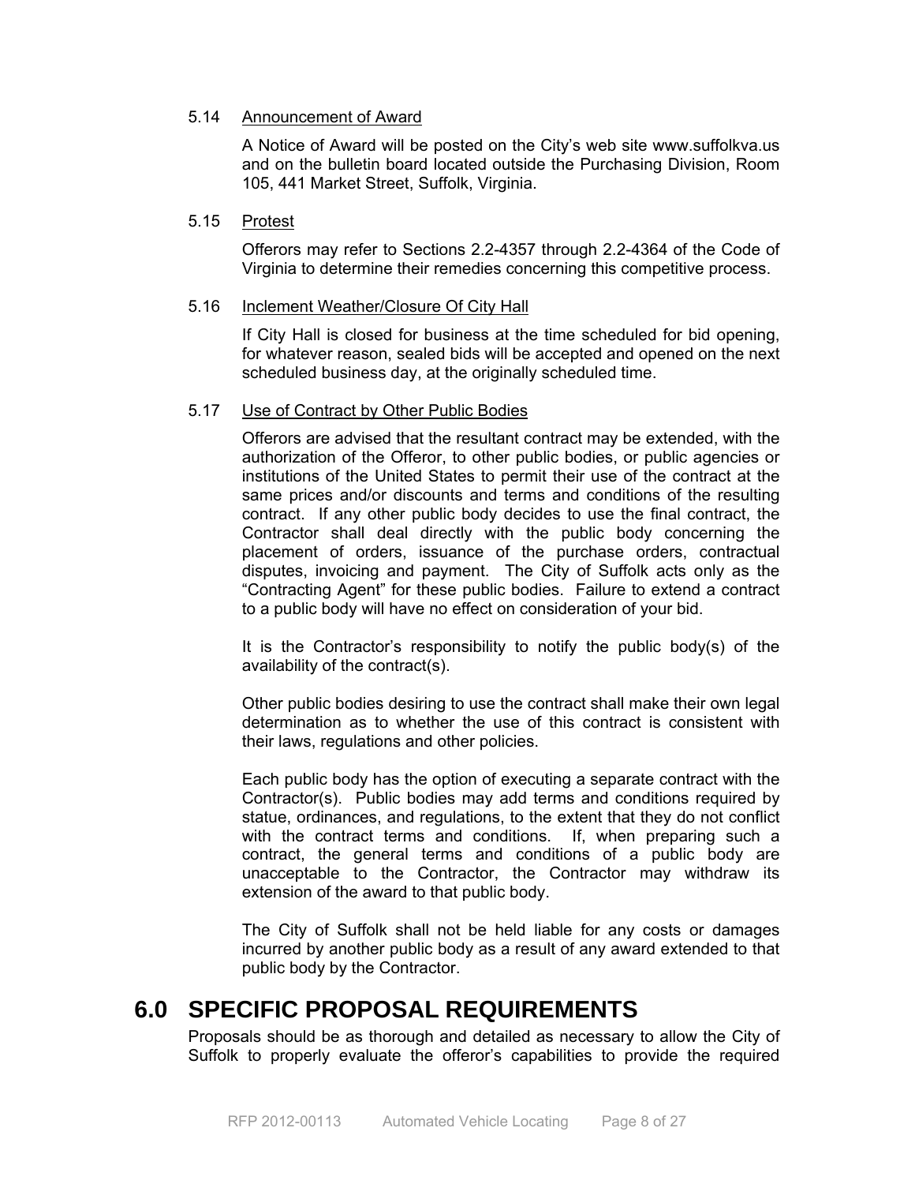### 5.14 Announcement of Award

A Notice of Award will be posted on the City's web site www.suffolkva.us and on the bulletin board located outside the Purchasing Division, Room 105, 441 Market Street, Suffolk, Virginia.

### 5.15 Protest

Offerors may refer to Sections 2.2-4357 through 2.2-4364 of the Code of Virginia to determine their remedies concerning this competitive process.

### 5.16 Inclement Weather/Closure Of City Hall

If City Hall is closed for business at the time scheduled for bid opening, for whatever reason, sealed bids will be accepted and opened on the next scheduled business day, at the originally scheduled time.

### 5.17 Use of Contract by Other Public Bodies

Offerors are advised that the resultant contract may be extended, with the authorization of the Offeror, to other public bodies, or public agencies or institutions of the United States to permit their use of the contract at the same prices and/or discounts and terms and conditions of the resulting contract. If any other public body decides to use the final contract, the Contractor shall deal directly with the public body concerning the placement of orders, issuance of the purchase orders, contractual disputes, invoicing and payment. The City of Suffolk acts only as the "Contracting Agent" for these public bodies. Failure to extend a contract to a public body will have no effect on consideration of your bid.

It is the Contractor's responsibility to notify the public body(s) of the availability of the contract(s).

Other public bodies desiring to use the contract shall make their own legal determination as to whether the use of this contract is consistent with their laws, regulations and other policies.

Each public body has the option of executing a separate contract with the Contractor(s). Public bodies may add terms and conditions required by statue, ordinances, and regulations, to the extent that they do not conflict with the contract terms and conditions. If, when preparing such a contract, the general terms and conditions of a public body are unacceptable to the Contractor, the Contractor may withdraw its extension of the award to that public body.

The City of Suffolk shall not be held liable for any costs or damages incurred by another public body as a result of any award extended to that public body by the Contractor.

# 6.0 SPECIFIC PROPOSAL REQUIREMENTS

Proposals should be as thorough and detailed as necessary to allow the City of Suffolk to properly evaluate the offeror's capabilities to provide the required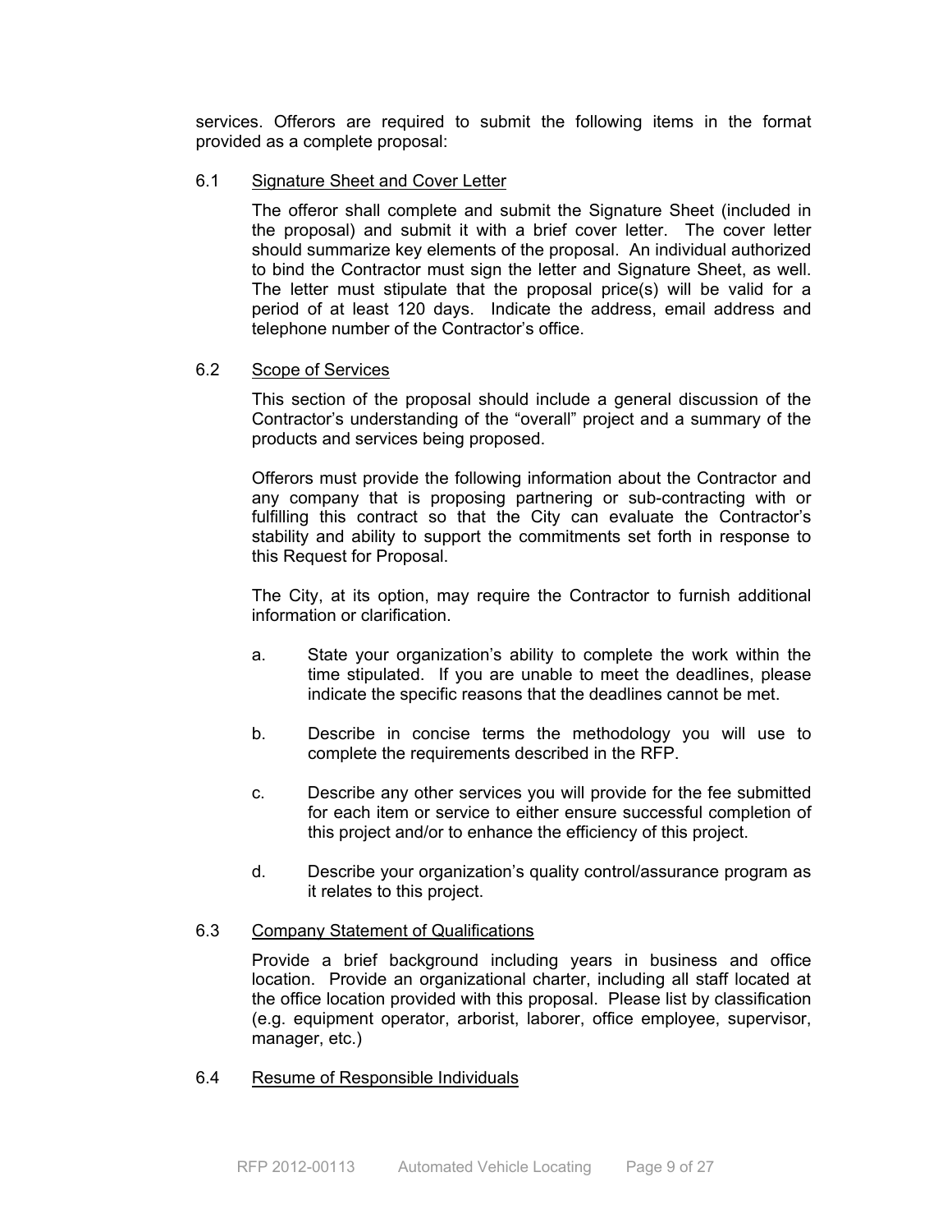services. Offerors are required to submit the following items in the format provided as a complete proposal:

### 6.1 Signature Sheet and Cover Letter

The offeror shall complete and submit the Signature Sheet (included in the proposal) and submit it with a brief cover letter. The cover letter should summarize key elements of the proposal. An individual authorized to bind the Contractor must sign the letter and Signature Sheet, as well. The letter must stipulate that the proposal price(s) will be valid for a period of at least 120 days. Indicate the address, email address and telephone number of the Contractor's office.

### 6.2 Scope of Services

This section of the proposal should include a general discussion of the Contractor's understanding of the "overall" project and a summary of the products and services being proposed.

Offerors must provide the following information about the Contractor and any company that is proposing partnering or sub-contracting with or fulfilling this contract so that the City can evaluate the Contractor's stability and ability to support the commitments set forth in response to this Request for Proposal.

The City, at its option, may require the Contractor to furnish additional information or clarification.

a. State your organization's ability to complete the work within the time stipulated. If you are unable to meet the deadlines, please indicate the specific reasons that the deadlines cannot be met.

b. Describe in concise terms the methodology you will use to complete the requirements described in the RFP.

c. Describe any other services you will provide for the fee submitted for each item or service to either ensure successful completion of this project and/or to enhance the efficiency of this project.

d. Describe your organization's quality control/assurance program as it relates to this project.

### 6.3 Company Statement of Qualifications

Provide a brief background including years in business and office location. Provide an organizational charter, including all staff located at the office location provided with this proposal. Please list by classification (e.g. equipment operator, arborist, laborer, office employee, supervisor, manager, etc.)

### 6.4 Resume of Responsible Individuals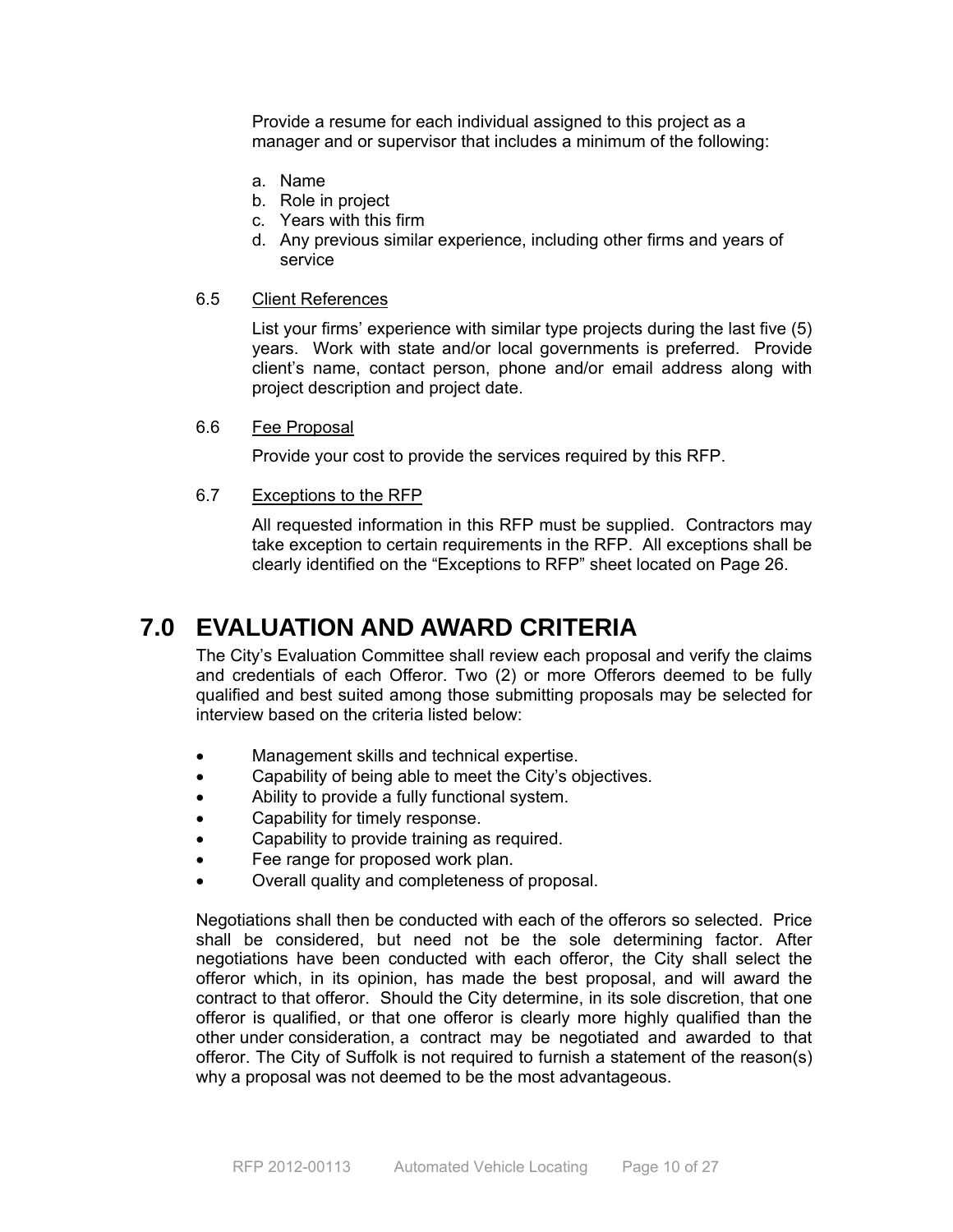Provide a resume for each individual assigned to this project as a manager and or supervisor that includes a minimum of the following:

a. Name
b. Role in project
c. Years with this firm
d. Any previous similar experience, including other firms and years of service

6.5 Client References

List your firms' experience with similar type projects during the last five (5) years. Work with state and/or local governments is preferred. Provide client's name, contact person, phone and/or email address along with project description and project date.

6.6 Fee Proposal

Provide your cost to provide the services required by this RFP.

6.7 Exceptions to the RFP

All requested information in this RFP must be supplied. Contractors may take exception to certain requirements in the RFP. All exceptions shall be clearly identified on the "Exceptions to RFP" sheet located on Page 26.

# 7.0 EVALUATION AND AWARD CRITERIA

The City's Evaluation Committee shall review each proposal and verify the claims and credentials of each Offeror. Two (2) or more Offerors deemed to be fully qualified and best suited among those submitting proposals may be selected for interview based on the criteria listed below:

- Management skills and technical expertise.
- Capability of being able to meet the City's objectives.
- Ability to provide a fully functional system.
- Capability for timely response.
- Capability to provide training as required.
- Fee range for proposed work plan.
- Overall quality and completeness of proposal.

Negotiations shall then be conducted with each of the offerors so selected. Price shall be considered, but need not be the sole determining factor. After negotiations have been conducted with each offeror, the City shall select the offeror which, in its opinion, has made the best proposal, and will award the contract to that offeror. Should the City determine, in its sole discretion, that one offeror is qualified, or that one offeror is clearly more highly qualified than the other under consideration, a contract may be negotiated and awarded to that offeror. The City of Suffolk is not required to furnish a statement of the reason(s) why a proposal was not deemed to be the most advantageous.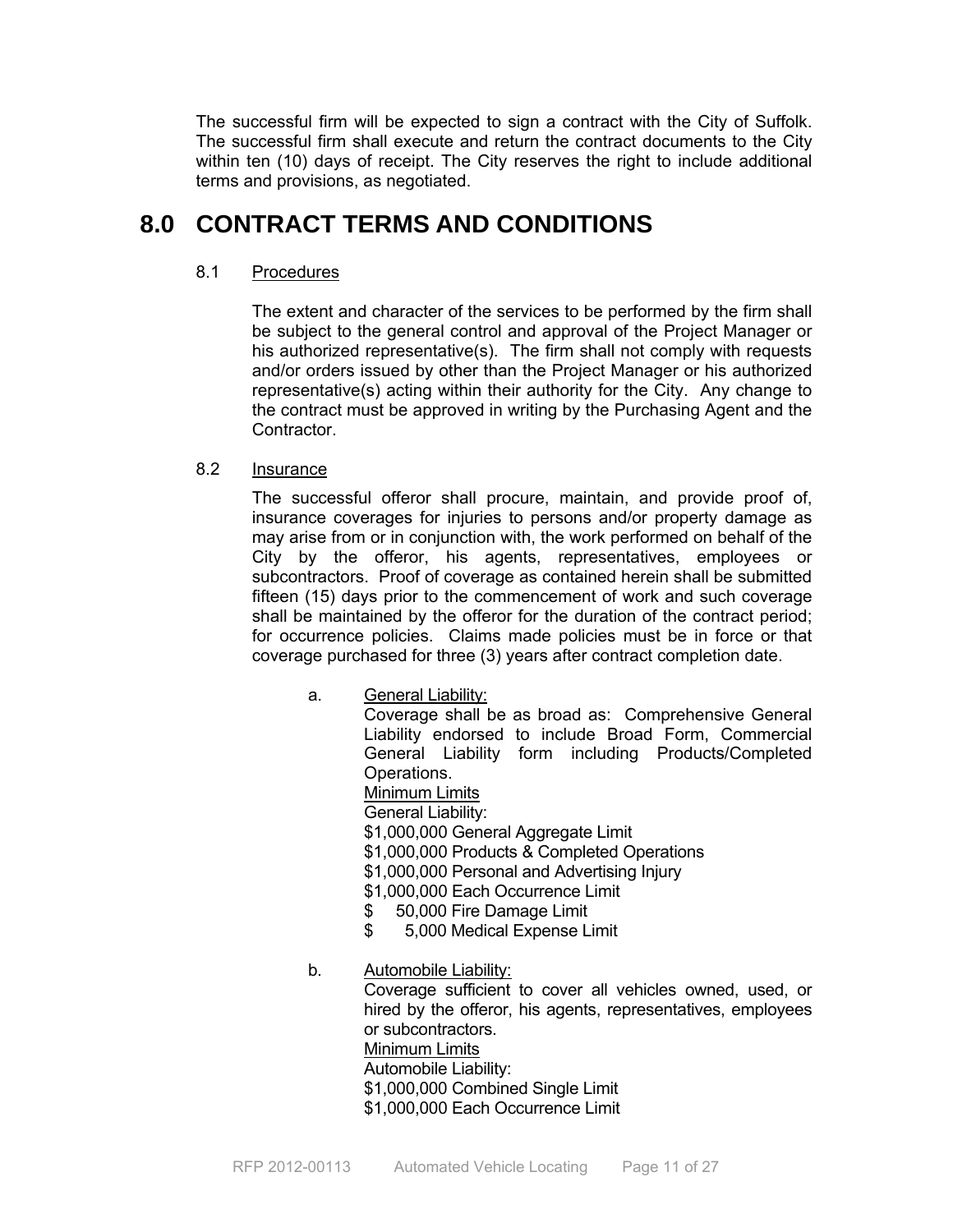The successful firm will be expected to sign a contract with the City of Suffolk. The successful firm shall execute and return the contract documents to the City within ten (10) days of receipt. The City reserves the right to include additional terms and provisions, as negotiated.

# 8.0 CONTRACT TERMS AND CONDITIONS

## 8.1 Procedures

The extent and character of the services to be performed by the firm shall be subject to the general control and approval of the Project Manager or his authorized representative(s). The firm shall not comply with requests and/or orders issued by other than the Project Manager or his authorized representative(s) acting within their authority for the City. Any change to the contract must be approved in writing by the Purchasing Agent and the Contractor.

## 8.2 Insurance

The successful offeror shall procure, maintain, and provide proof of, insurance coverages for injuries to persons and/or property damage as may arise from or in conjunction with, the work performed on behalf of the City by the offeror, his agents, representatives, employees or subcontractors. Proof of coverage as contained herein shall be submitted fifteen (15) days prior to the commencement of work and such coverage shall be maintained by the offeror for the duration of the contract period; for occurrence policies. Claims made policies must be in force or that coverage purchased for three (3) years after contract completion date.

a. General Liability:
Coverage shall be as broad as: Comprehensive General Liability endorsed to include Broad Form, Commercial General Liability form including Products/Completed Operations.
Minimum Limits
General Liability:
$1,000,000 General Aggregate Limit
$1,000,000 Products & Completed Operations
$1,000,000 Personal and Advertising Injury
$1,000,000 Each Occurrence Limit
$ 50,000 Fire Damage Limit
$ 5,000 Medical Expense Limit

b. Automobile Liability:
Coverage sufficient to cover all vehicles owned, used, or hired by the offeror, his agents, representatives, employees or subcontractors.
Minimum Limits
Automobile Liability:
$1,000,000 Combined Single Limit
$1,000,000 Each Occurrence Limit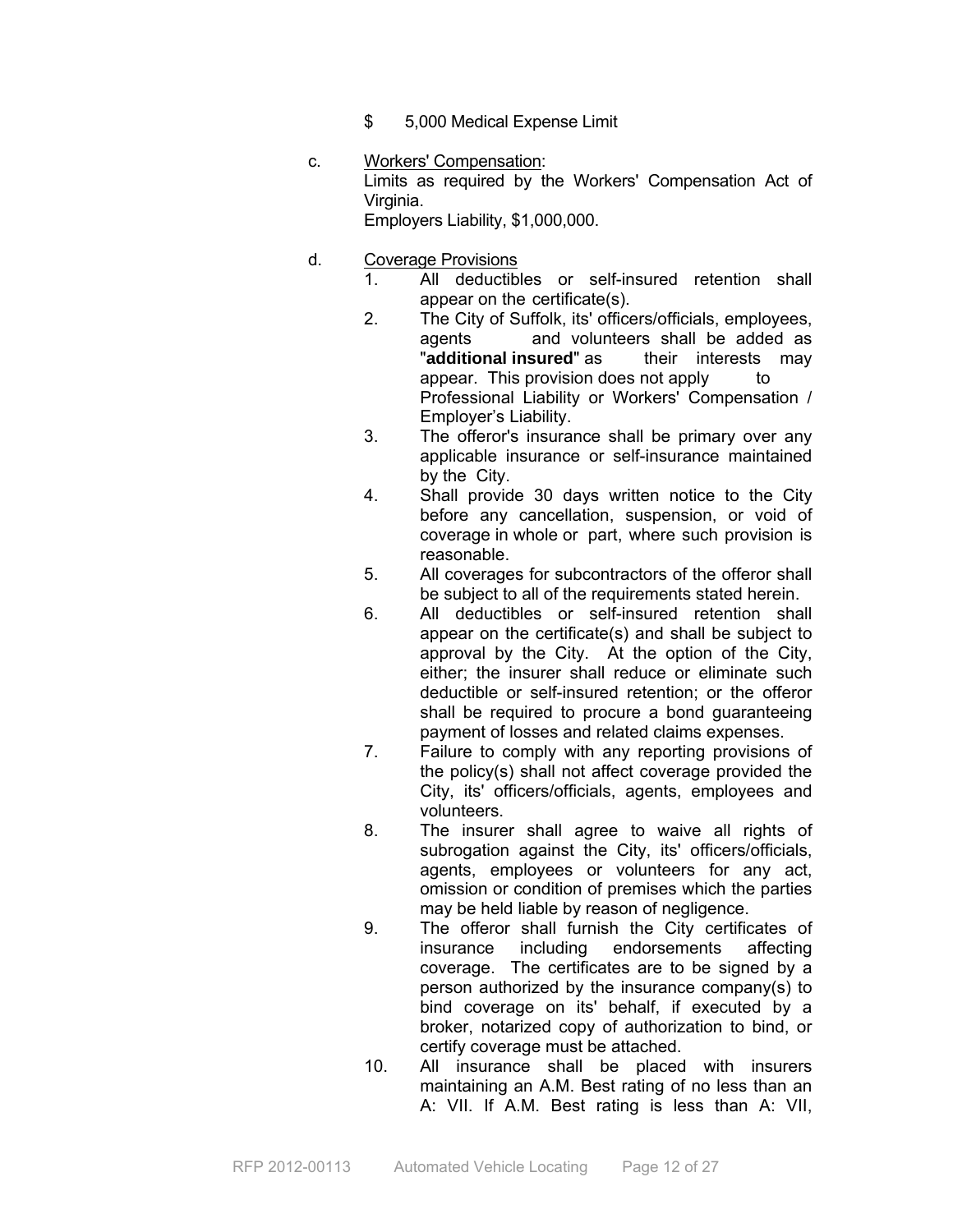$ 5,000 Medical Expense Limit

c. Workers' Compensation:
Limits as required by the Workers' Compensation Act of Virginia.
Employers Liability, $1,000,000.

d. Coverage Provisions

1. All deductibles or self-insured retention shall appear on the certificate(s).
2. The City of Suffolk, its' officers/officials, employees, agents and volunteers shall be added as "**additional insured**" as their interests may appear. This provision does not apply to Professional Liability or Workers' Compensation / Employer's Liability.
3. The offeror's insurance shall be primary over any applicable insurance or self-insurance maintained by the City.
4. Shall provide 30 days written notice to the City before any cancellation, suspension, or void of coverage in whole or part, where such provision is reasonable.
5. All coverages for subcontractors of the offeror shall be subject to all of the requirements stated herein.
6. All deductibles or self-insured retention shall appear on the certificate(s) and shall be subject to approval by the City. At the option of the City, either; the insurer shall reduce or eliminate such deductible or self-insured retention; or the offeror shall be required to procure a bond guaranteeing payment of losses and related claims expenses.
7. Failure to comply with any reporting provisions of the policy(s) shall not affect coverage provided the City, its' officers/officials, agents, employees and volunteers.
8. The insurer shall agree to waive all rights of subrogation against the City, its' officers/officials, agents, employees or volunteers for any act, omission or condition of premises which the parties may be held liable by reason of negligence.
9. The offeror shall furnish the City certificates of insurance including endorsements affecting coverage. The certificates are to be signed by a person authorized by the insurance company(s) to bind coverage on its' behalf, if executed by a broker, notarized copy of authorization to bind, or certify coverage must be attached.
10. All insurance shall be placed with insurers maintaining an A.M. Best rating of no less than an A: VII. If A.M. Best rating is less than A: VII,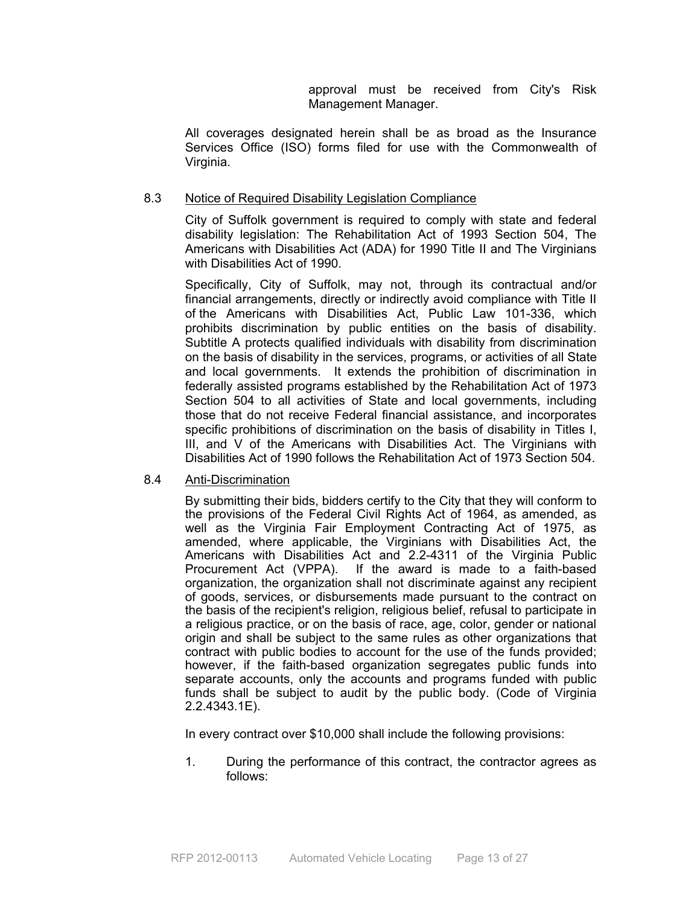approval must be received from City's Risk Management Manager.

All coverages designated herein shall be as broad as the Insurance Services Office (ISO) forms filed for use with the Commonwealth of Virginia.

8.3 Notice of Required Disability Legislation Compliance

City of Suffolk government is required to comply with state and federal disability legislation: The Rehabilitation Act of 1993 Section 504, The Americans with Disabilities Act (ADA) for 1990 Title II and The Virginians with Disabilities Act of 1990.

Specifically, City of Suffolk, may not, through its contractual and/or financial arrangements, directly or indirectly avoid compliance with Title II of the Americans with Disabilities Act, Public Law 101-336, which prohibits discrimination by public entities on the basis of disability. Subtitle A protects qualified individuals with disability from discrimination on the basis of disability in the services, programs, or activities of all State and local governments. It extends the prohibition of discrimination in federally assisted programs established by the Rehabilitation Act of 1973 Section 504 to all activities of State and local governments, including those that do not receive Federal financial assistance, and incorporates specific prohibitions of discrimination on the basis of disability in Titles I, III, and V of the Americans with Disabilities Act. The Virginians with Disabilities Act of 1990 follows the Rehabilitation Act of 1973 Section 504.

8.4 Anti-Discrimination

By submitting their bids, bidders certify to the City that they will conform to the provisions of the Federal Civil Rights Act of 1964, as amended, as well as the Virginia Fair Employment Contracting Act of 1975, as amended, where applicable, the Virginians with Disabilities Act, the Americans with Disabilities Act and 2.2-4311 of the Virginia Public Procurement Act (VPPA). If the award is made to a faith-based organization, the organization shall not discriminate against any recipient of goods, services, or disbursements made pursuant to the contract on the basis of the recipient's religion, religious belief, refusal to participate in a religious practice, or on the basis of race, age, color, gender or national origin and shall be subject to the same rules as other organizations that contract with public bodies to account for the use of the funds provided; however, if the faith-based organization segregates public funds into separate accounts, only the accounts and programs funded with public funds shall be subject to audit by the public body. (Code of Virginia 2.2.4343.1E).

In every contract over $10,000 shall include the following provisions:

1. During the performance of this contract, the contractor agrees as follows: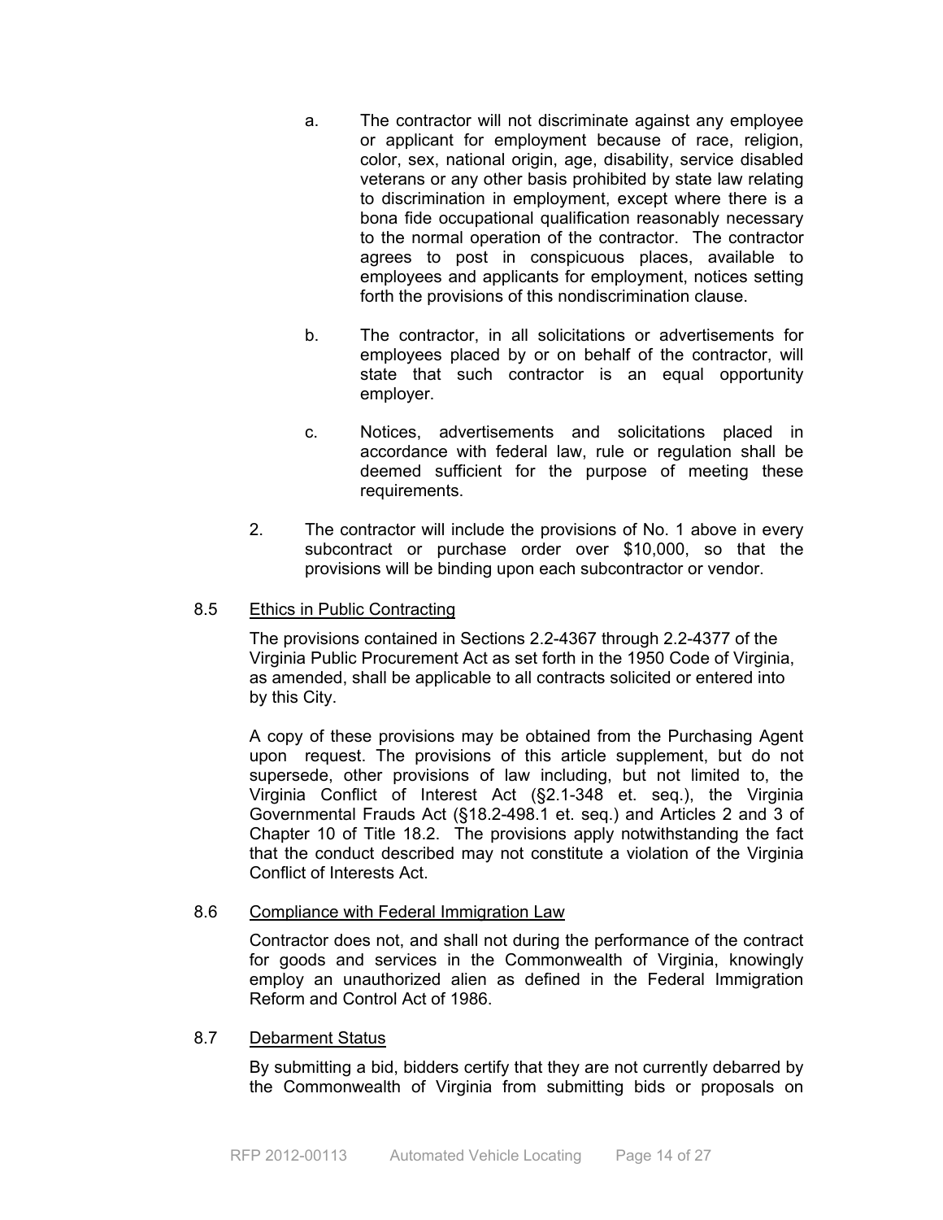a. The contractor will not discriminate against any employee or applicant for employment because of race, religion, color, sex, national origin, age, disability, service disabled veterans or any other basis prohibited by state law relating to discrimination in employment, except where there is a bona fide occupational qualification reasonably necessary to the normal operation of the contractor. The contractor agrees to post in conspicuous places, available to employees and applicants for employment, notices setting forth the provisions of this nondiscrimination clause.

b. The contractor, in all solicitations or advertisements for employees placed by or on behalf of the contractor, will state that such contractor is an equal opportunity employer.

c. Notices, advertisements and solicitations placed in accordance with federal law, rule or regulation shall be deemed sufficient for the purpose of meeting these requirements.

2. The contractor will include the provisions of No. 1 above in every subcontract or purchase order over $10,000, so that the provisions will be binding upon each subcontractor or vendor.

8.5 <u>Ethics in Public Contracting</u>

The provisions contained in Sections 2.2-4367 through 2.2-4377 of the Virginia Public Procurement Act as set forth in the 1950 Code of Virginia, as amended, shall be applicable to all contracts solicited or entered into by this City.

A copy of these provisions may be obtained from the Purchasing Agent upon request. The provisions of this article supplement, but do not supersede, other provisions of law including, but not limited to, the Virginia Conflict of Interest Act (§2.1-348 et. seq.), the Virginia Governmental Frauds Act (§18.2-498.1 et. seq.) and Articles 2 and 3 of Chapter 10 of Title 18.2. The provisions apply notwithstanding the fact that the conduct described may not constitute a violation of the Virginia Conflict of Interests Act.

8.6 <u>Compliance with Federal Immigration Law</u>

Contractor does not, and shall not during the performance of the contract for goods and services in the Commonwealth of Virginia, knowingly employ an unauthorized alien as defined in the Federal Immigration Reform and Control Act of 1986.

8.7 <u>Debarment Status</u>

By submitting a bid, bidders certify that they are not currently debarred by the Commonwealth of Virginia from submitting bids or proposals on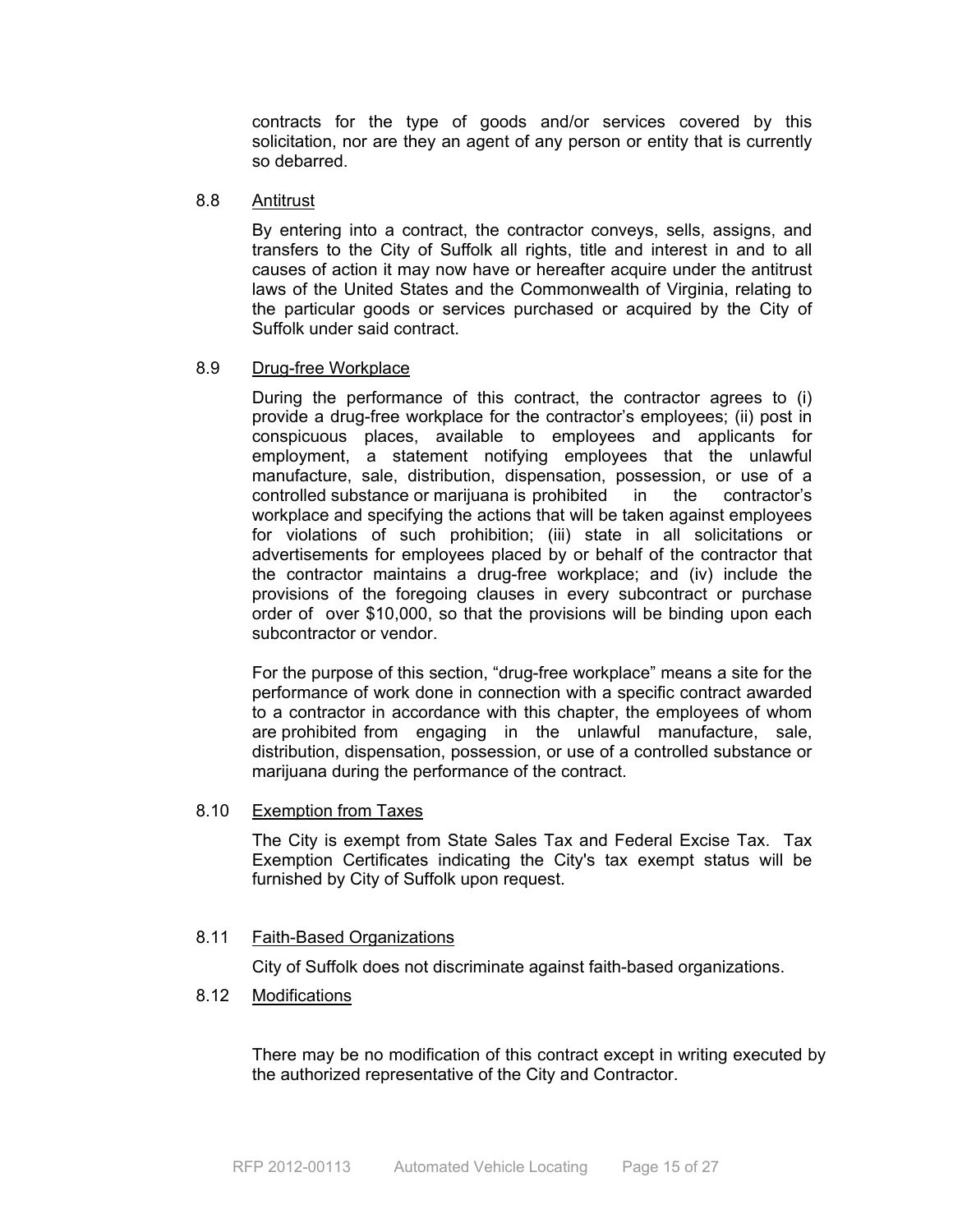contracts for the type of goods and/or services covered by this solicitation, nor are they an agent of any person or entity that is currently so debarred.

8.8 Antitrust

By entering into a contract, the contractor conveys, sells, assigns, and transfers to the City of Suffolk all rights, title and interest in and to all causes of action it may now have or hereafter acquire under the antitrust laws of the United States and the Commonwealth of Virginia, relating to the particular goods or services purchased or acquired by the City of Suffolk under said contract.

8.9 Drug-free Workplace

During the performance of this contract, the contractor agrees to (i) provide a drug-free workplace for the contractor's employees; (ii) post in conspicuous places, available to employees and applicants for employment, a statement notifying employees that the unlawful manufacture, sale, distribution, dispensation, possession, or use of a controlled substance or marijuana is prohibited in the contractor's workplace and specifying the actions that will be taken against employees for violations of such prohibition; (iii) state in all solicitations or advertisements for employees placed by or behalf of the contractor that the contractor maintains a drug-free workplace; and (iv) include the provisions of the foregoing clauses in every subcontract or purchase order of over $10,000, so that the provisions will be binding upon each subcontractor or vendor.

For the purpose of this section, "drug-free workplace" means a site for the performance of work done in connection with a specific contract awarded to a contractor in accordance with this chapter, the employees of whom are prohibited from engaging in the unlawful manufacture, sale, distribution, dispensation, possession, or use of a controlled substance or marijuana during the performance of the contract.

8.10 Exemption from Taxes

The City is exempt from State Sales Tax and Federal Excise Tax. Tax Exemption Certificates indicating the City's tax exempt status will be furnished by City of Suffolk upon request.

8.11 Faith-Based Organizations

City of Suffolk does not discriminate against faith-based organizations.

8.12 Modifications

There may be no modification of this contract except in writing executed by the authorized representative of the City and Contractor.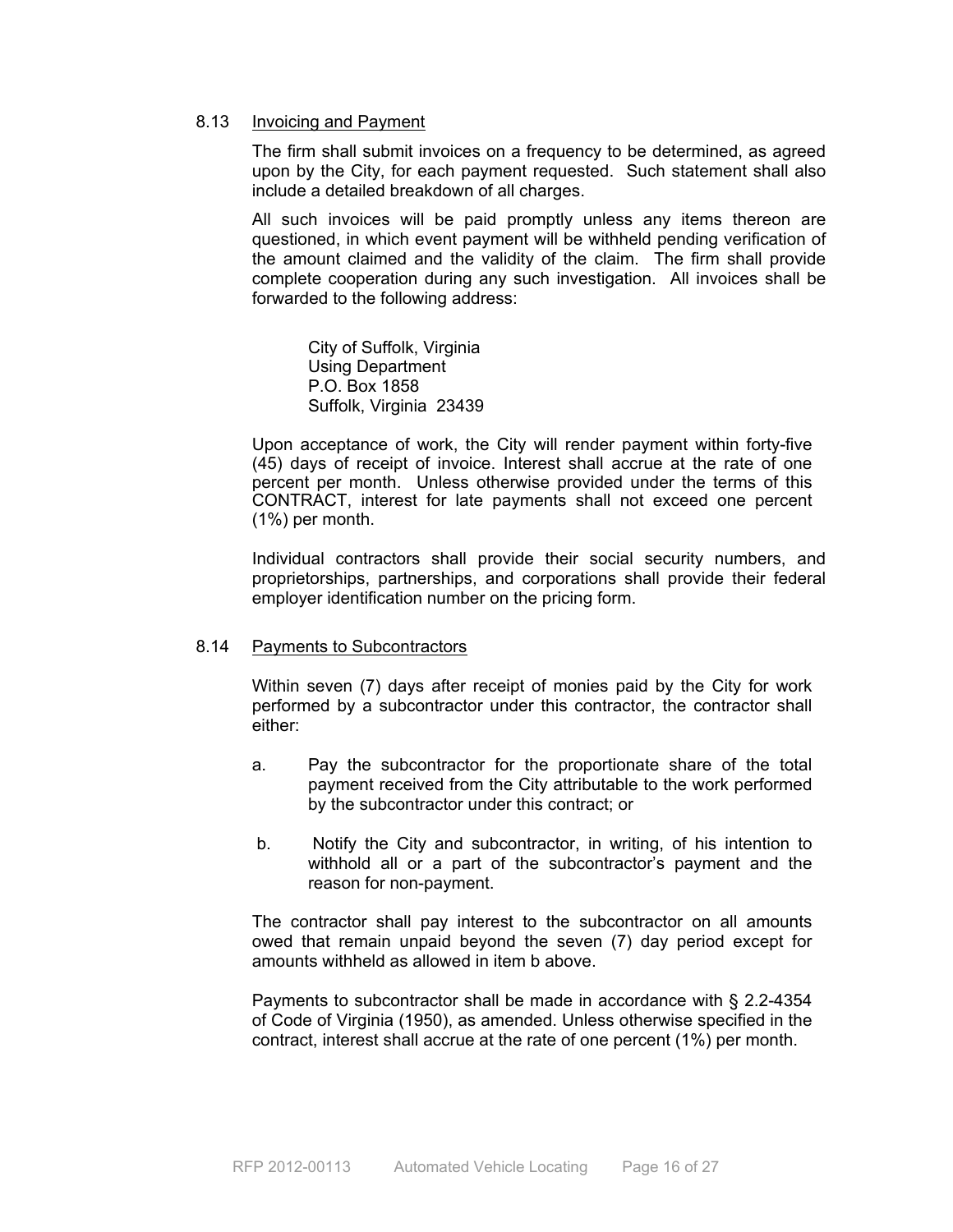### 8.13 Invoicing and Payment

The firm shall submit invoices on a frequency to be determined, as agreed upon by the City, for each payment requested. Such statement shall also include a detailed breakdown of all charges.

All such invoices will be paid promptly unless any items thereon are questioned, in which event payment will be withheld pending verification of the amount claimed and the validity of the claim. The firm shall provide complete cooperation during any such investigation. All invoices shall be forwarded to the following address:

> City of Suffolk, Virginia
> Using Department
> P.O. Box 1858
> Suffolk, Virginia 23439

Upon acceptance of work, the City will render payment within forty-five (45) days of receipt of invoice. Interest shall accrue at the rate of one percent per month. Unless otherwise provided under the terms of this CONTRACT, interest for late payments shall not exceed one percent (1%) per month.

Individual contractors shall provide their social security numbers, and proprietorships, partnerships, and corporations shall provide their federal employer identification number on the pricing form.

### 8.14 Payments to Subcontractors

Within seven (7) days after receipt of monies paid by the City for work performed by a subcontractor under this contractor, the contractor shall either:

a. Pay the subcontractor for the proportionate share of the total payment received from the City attributable to the work performed by the subcontractor under this contract; or

b. Notify the City and subcontractor, in writing, of his intention to withhold all or a part of the subcontractor's payment and the reason for non-payment.

The contractor shall pay interest to the subcontractor on all amounts owed that remain unpaid beyond the seven (7) day period except for amounts withheld as allowed in item b above.

Payments to subcontractor shall be made in accordance with § 2.2-4354 of Code of Virginia (1950), as amended. Unless otherwise specified in the contract, interest shall accrue at the rate of one percent (1%) per month.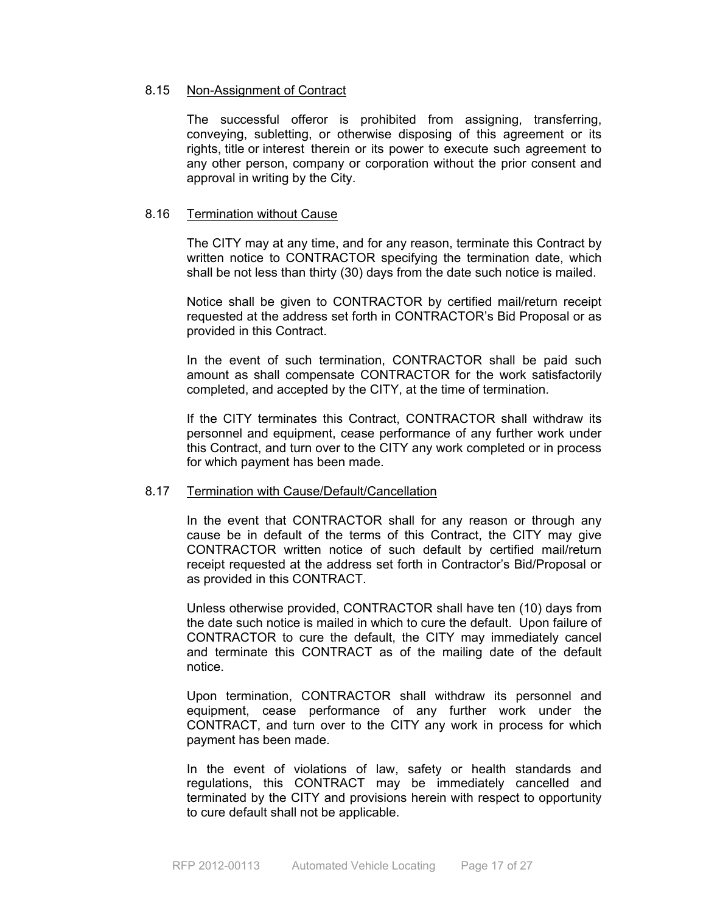### 8.15 Non-Assignment of Contract

The successful offeror is prohibited from assigning, transferring, conveying, subletting, or otherwise disposing of this agreement or its rights, title or interest therein or its power to execute such agreement to any other person, company or corporation without the prior consent and approval in writing by the City.

### 8.16 Termination without Cause

The CITY may at any time, and for any reason, terminate this Contract by written notice to CONTRACTOR specifying the termination date, which shall be not less than thirty (30) days from the date such notice is mailed.

Notice shall be given to CONTRACTOR by certified mail/return receipt requested at the address set forth in CONTRACTOR's Bid Proposal or as provided in this Contract.

In the event of such termination, CONTRACTOR shall be paid such amount as shall compensate CONTRACTOR for the work satisfactorily completed, and accepted by the CITY, at the time of termination.

If the CITY terminates this Contract, CONTRACTOR shall withdraw its personnel and equipment, cease performance of any further work under this Contract, and turn over to the CITY any work completed or in process for which payment has been made.

### 8.17 Termination with Cause/Default/Cancellation

In the event that CONTRACTOR shall for any reason or through any cause be in default of the terms of this Contract, the CITY may give CONTRACTOR written notice of such default by certified mail/return receipt requested at the address set forth in Contractor's Bid/Proposal or as provided in this CONTRACT.

Unless otherwise provided, CONTRACTOR shall have ten (10) days from the date such notice is mailed in which to cure the default. Upon failure of CONTRACTOR to cure the default, the CITY may immediately cancel and terminate this CONTRACT as of the mailing date of the default notice.

Upon termination, CONTRACTOR shall withdraw its personnel and equipment, cease performance of any further work under the CONTRACT, and turn over to the CITY any work in process for which payment has been made.

In the event of violations of law, safety or health standards and regulations, this CONTRACT may be immediately cancelled and terminated by the CITY and provisions herein with respect to opportunity to cure default shall not be applicable.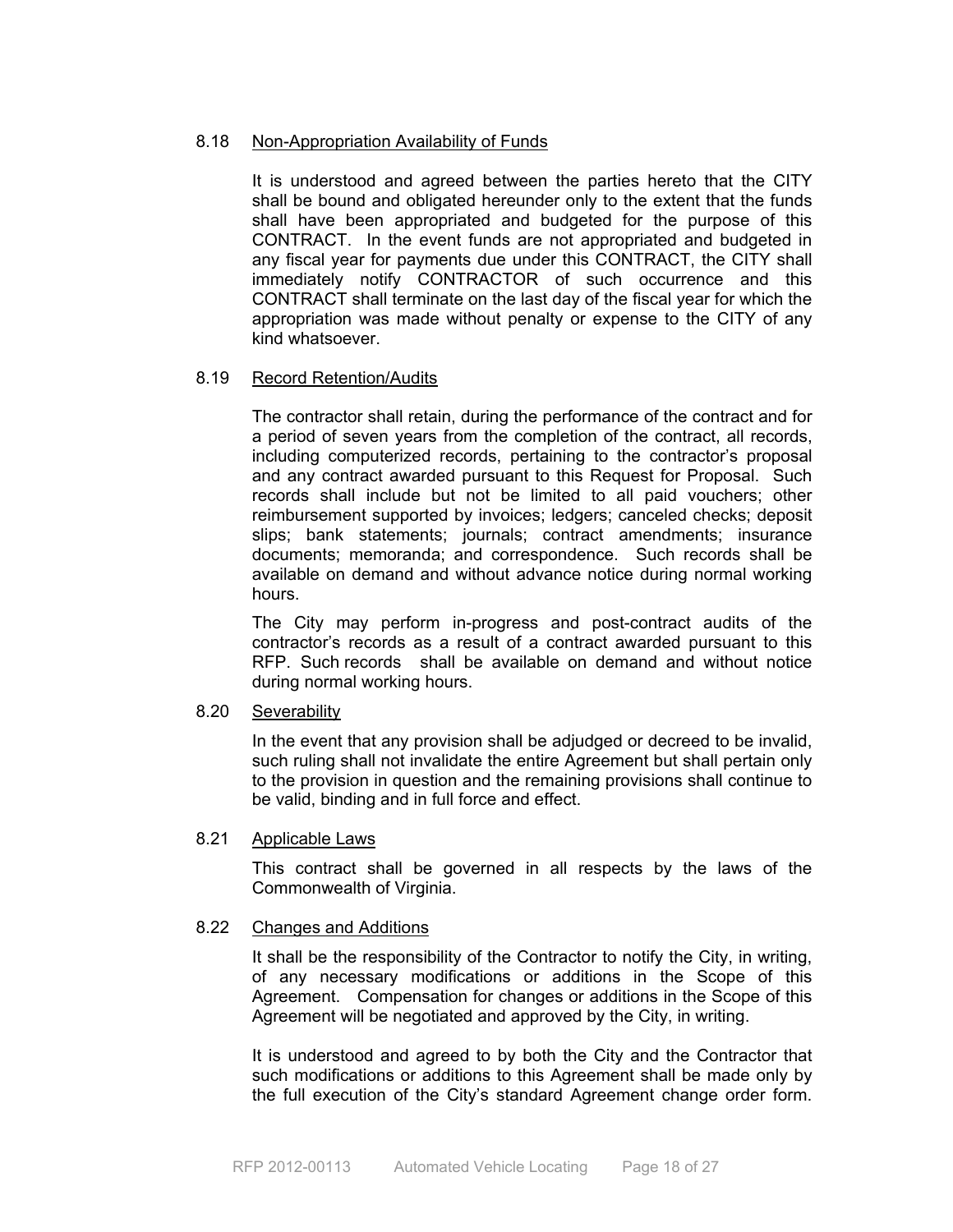### 8.18 Non-Appropriation Availability of Funds

It is understood and agreed between the parties hereto that the CITY shall be bound and obligated hereunder only to the extent that the funds shall have been appropriated and budgeted for the purpose of this CONTRACT. In the event funds are not appropriated and budgeted in any fiscal year for payments due under this CONTRACT, the CITY shall immediately notify CONTRACTOR of such occurrence and this CONTRACT shall terminate on the last day of the fiscal year for which the appropriation was made without penalty or expense to the CITY of any kind whatsoever.

### 8.19 Record Retention/Audits

The contractor shall retain, during the performance of the contract and for a period of seven years from the completion of the contract, all records, including computerized records, pertaining to the contractor's proposal and any contract awarded pursuant to this Request for Proposal. Such records shall include but not be limited to all paid vouchers; other reimbursement supported by invoices; ledgers; canceled checks; deposit slips; bank statements; journals; contract amendments; insurance documents; memoranda; and correspondence. Such records shall be available on demand and without advance notice during normal working hours.

The City may perform in-progress and post-contract audits of the contractor's records as a result of a contract awarded pursuant to this RFP. Such records shall be available on demand and without notice during normal working hours.

### 8.20 Severability

In the event that any provision shall be adjudged or decreed to be invalid, such ruling shall not invalidate the entire Agreement but shall pertain only to the provision in question and the remaining provisions shall continue to be valid, binding and in full force and effect.

### 8.21 Applicable Laws

This contract shall be governed in all respects by the laws of the Commonwealth of Virginia.

### 8.22 Changes and Additions

It shall be the responsibility of the Contractor to notify the City, in writing, of any necessary modifications or additions in the Scope of this Agreement. Compensation for changes or additions in the Scope of this Agreement will be negotiated and approved by the City, in writing.

It is understood and agreed to by both the City and the Contractor that such modifications or additions to this Agreement shall be made only by the full execution of the City's standard Agreement change order form.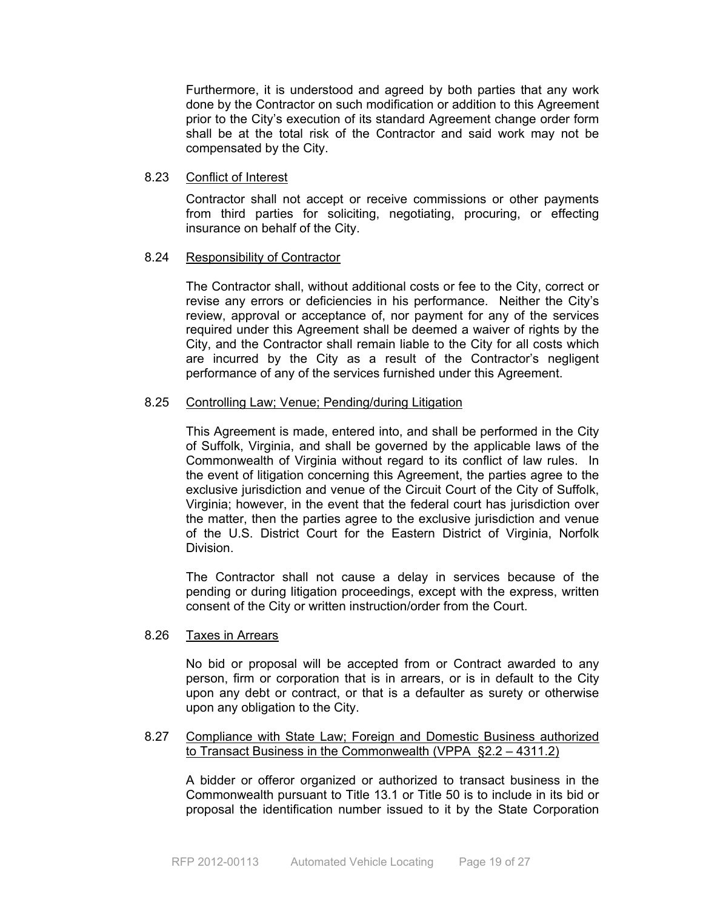Furthermore, it is understood and agreed by both parties that any work done by the Contractor on such modification or addition to this Agreement prior to the City's execution of its standard Agreement change order form shall be at the total risk of the Contractor and said work may not be compensated by the City.

8.23 Conflict of Interest

Contractor shall not accept or receive commissions or other payments from third parties for soliciting, negotiating, procuring, or effecting insurance on behalf of the City.

8.24 Responsibility of Contractor

The Contractor shall, without additional costs or fee to the City, correct or revise any errors or deficiencies in his performance. Neither the City's review, approval or acceptance of, nor payment for any of the services required under this Agreement shall be deemed a waiver of rights by the City, and the Contractor shall remain liable to the City for all costs which are incurred by the City as a result of the Contractor's negligent performance of any of the services furnished under this Agreement.

8.25 Controlling Law; Venue; Pending/during Litigation

This Agreement is made, entered into, and shall be performed in the City of Suffolk, Virginia, and shall be governed by the applicable laws of the Commonwealth of Virginia without regard to its conflict of law rules. In the event of litigation concerning this Agreement, the parties agree to the exclusive jurisdiction and venue of the Circuit Court of the City of Suffolk, Virginia; however, in the event that the federal court has jurisdiction over the matter, then the parties agree to the exclusive jurisdiction and venue of the U.S. District Court for the Eastern District of Virginia, Norfolk Division.

The Contractor shall not cause a delay in services because of the pending or during litigation proceedings, except with the express, written consent of the City or written instruction/order from the Court.

8.26 Taxes in Arrears

No bid or proposal will be accepted from or Contract awarded to any person, firm or corporation that is in arrears, or is in default to the City upon any debt or contract, or that is a defaulter as surety or otherwise upon any obligation to the City.

8.27 Compliance with State Law; Foreign and Domestic Business authorized to Transact Business in the Commonwealth (VPPA §2.2 – 4311.2)

A bidder or offeror organized or authorized to transact business in the Commonwealth pursuant to Title 13.1 or Title 50 is to include in its bid or proposal the identification number issued to it by the State Corporation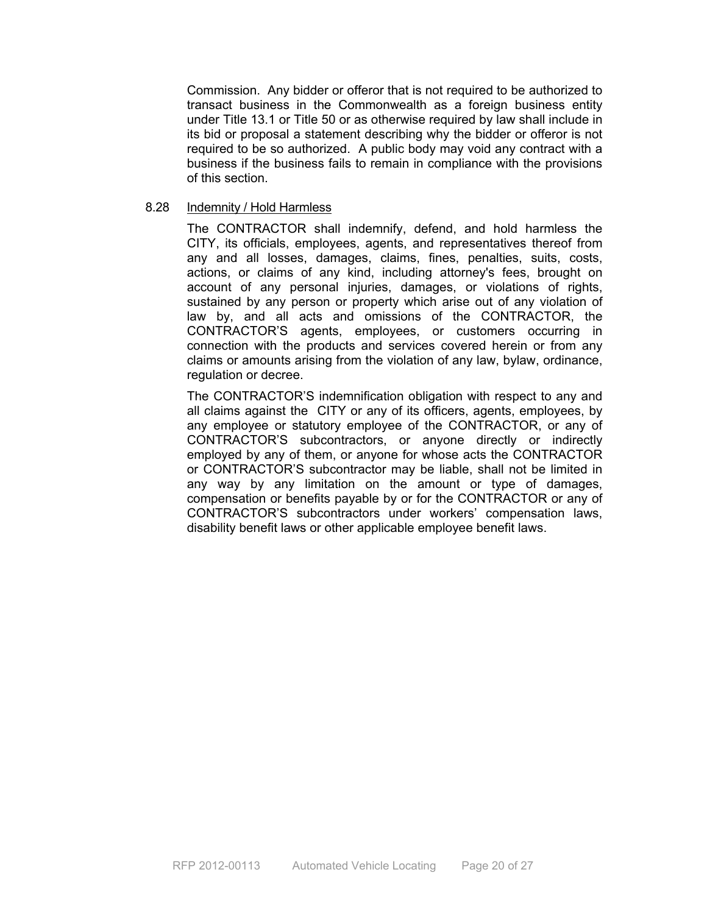Commission. Any bidder or offeror that is not required to be authorized to transact business in the Commonwealth as a foreign business entity under Title 13.1 or Title 50 or as otherwise required by law shall include in its bid or proposal a statement describing why the bidder or offeror is not required to be so authorized. A public body may void any contract with a business if the business fails to remain in compliance with the provisions of this section.

### 8.28 Indemnity / Hold Harmless

The CONTRACTOR shall indemnify, defend, and hold harmless the CITY, its officials, employees, agents, and representatives thereof from any and all losses, damages, claims, fines, penalties, suits, costs, actions, or claims of any kind, including attorney's fees, brought on account of any personal injuries, damages, or violations of rights, sustained by any person or property which arise out of any violation of law by, and all acts and omissions of the CONTRACTOR, the CONTRACTOR'S agents, employees, or customers occurring in connection with the products and services covered herein or from any claims or amounts arising from the violation of any law, bylaw, ordinance, regulation or decree.

The CONTRACTOR'S indemnification obligation with respect to any and all claims against the CITY or any of its officers, agents, employees, by any employee or statutory employee of the CONTRACTOR, or any of CONTRACTOR'S subcontractors, or anyone directly or indirectly employed by any of them, or anyone for whose acts the CONTRACTOR or CONTRACTOR'S subcontractor may be liable, shall not be limited in any way by any limitation on the amount or type of damages, compensation or benefits payable by or for the CONTRACTOR or any of CONTRACTOR'S subcontractors under workers' compensation laws, disability benefit laws or other applicable employee benefit laws.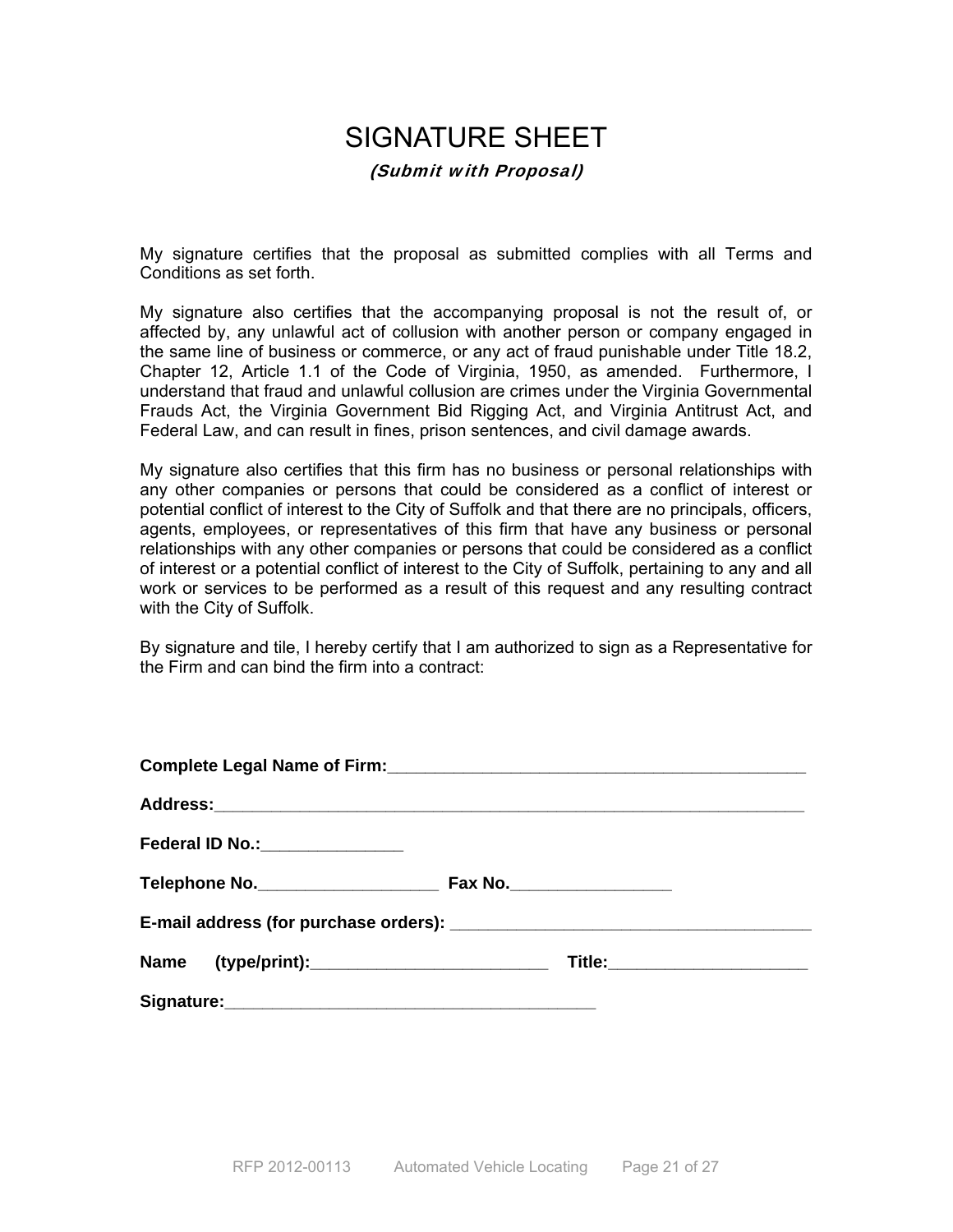# SIGNATURE SHEET

***(Submit with Proposal)***

My signature certifies that the proposal as submitted complies with all Terms and Conditions as set forth.

My signature also certifies that the accompanying proposal is not the result of, or affected by, any unlawful act of collusion with another person or company engaged in the same line of business or commerce, or any act of fraud punishable under Title 18.2, Chapter 12, Article 1.1 of the Code of Virginia, 1950, as amended. Furthermore, I understand that fraud and unlawful collusion are crimes under the Virginia Governmental Frauds Act, the Virginia Government Bid Rigging Act, and Virginia Antitrust Act, and Federal Law, and can result in fines, prison sentences, and civil damage awards.

My signature also certifies that this firm has no business or personal relationships with any other companies or persons that could be considered as a conflict of interest or potential conflict of interest to the City of Suffolk and that there are no principals, officers, agents, employees, or representatives of this firm that have any business or personal relationships with any other companies or persons that could be considered as a conflict of interest or a potential conflict of interest to the City of Suffolk, pertaining to any and all work or services to be performed as a result of this request and any resulting contract with the City of Suffolk.

By signature and tile, I hereby certify that I am authorized to sign as a Representative for the Firm and can bind the firm into a contract:

**Complete Legal Name of Firm:**_______________________________________________

**Address:**__________________________________________________________________

**Federal ID No.:**_______________

**Telephone No.**___________________ **Fax No.**_________________

**E-mail address (for purchase orders):** ____________________________________

**Name (type/print):**_________________________ **Title:**_____________________

**Signature:**________________________________________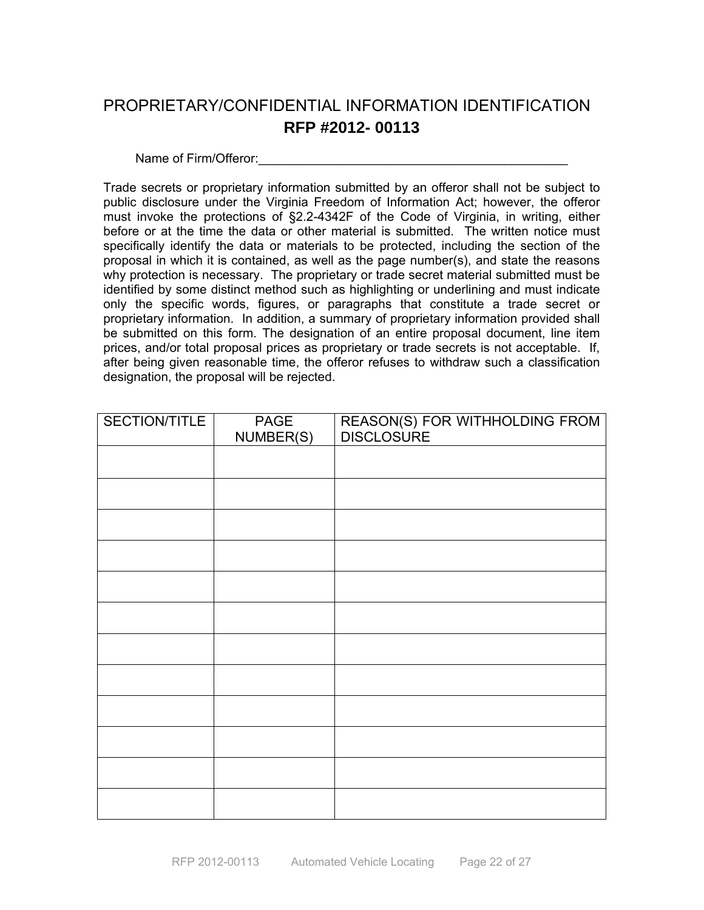# PROPRIETARY/CONFIDENTIAL INFORMATION IDENTIFICATION

## RFP #2012- 00113

Name of Firm/Offeror:_______________________________________________

Trade secrets or proprietary information submitted by an offeror shall not be subject to public disclosure under the Virginia Freedom of Information Act; however, the offeror must invoke the protections of §2.2-4342F of the Code of Virginia, in writing, either before or at the time the data or other material is submitted. The written notice must specifically identify the data or materials to be protected, including the section of the proposal in which it is contained, as well as the page number(s), and state the reasons why protection is necessary. The proprietary or trade secret material submitted must be identified by some distinct method such as highlighting or underlining and must indicate only the specific words, figures, or paragraphs that constitute a trade secret or proprietary information. In addition, a summary of proprietary information provided shall be submitted on this form. The designation of an entire proposal document, line item prices, and/or total proposal prices as proprietary or trade secrets is not acceptable. If, after being given reasonable time, the offeror refuses to withdraw such a classification designation, the proposal will be rejected.

| SECTION/TITLE | PAGE NUMBER(S) | REASON(S) FOR WITHHOLDING FROM DISCLOSURE |
|---|---|---|
| | | |
| | | |
| | | |
| | | |
| | | |
| | | |
| | | |
| | | |
| | | |
| | | |
| | | |
| | | |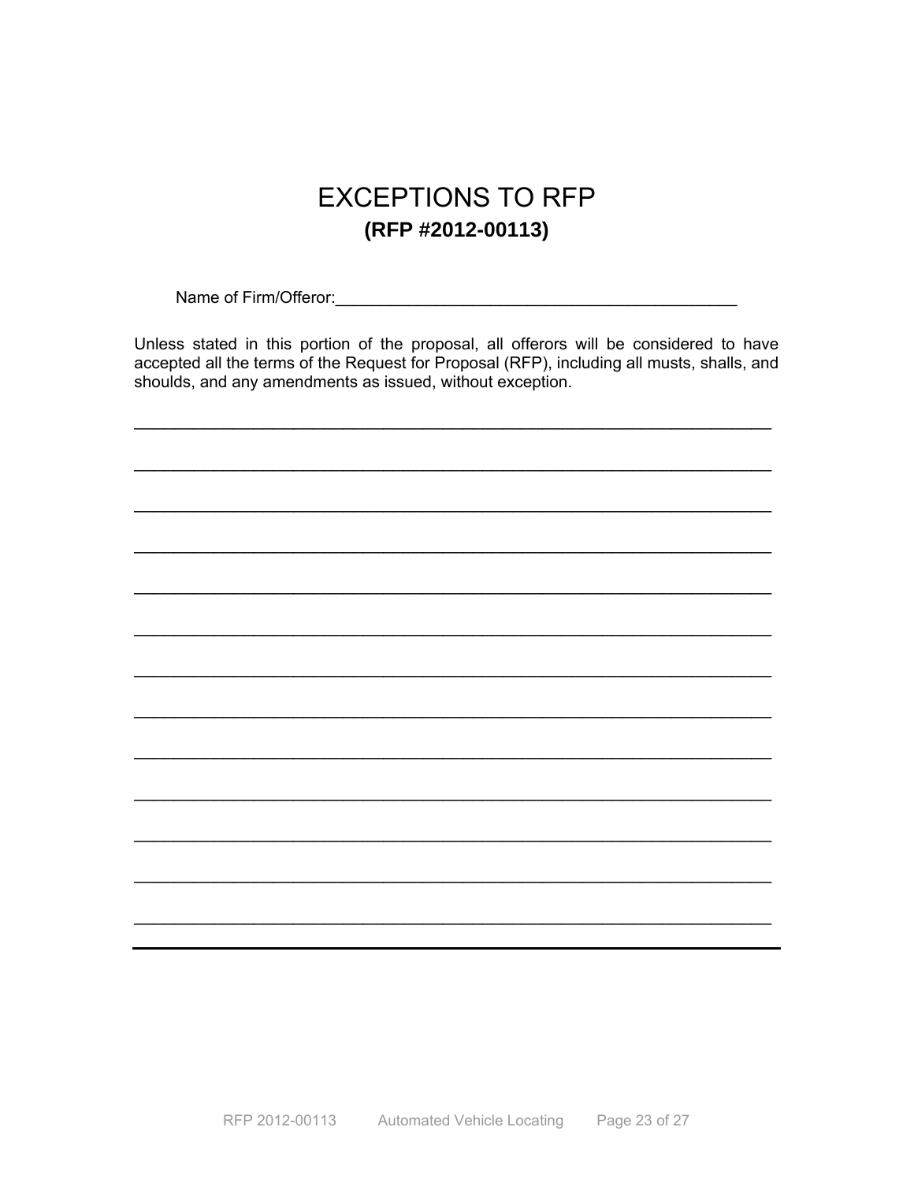# EXCEPTIONS TO RFP

**(RFP #2012-00113)**

Name of Firm/Offeror:_____________________________________________

Unless stated in this portion of the proposal, all offerors will be considered to have accepted all the terms of the Request for Proposal (RFP), including all musts, shalls, and shoulds, and any amendments as issued, without exception.

_________________________________________________________________________

_________________________________________________________________________

_________________________________________________________________________

_________________________________________________________________________

_________________________________________________________________________

_________________________________________________________________________

_________________________________________________________________________

_________________________________________________________________________

_________________________________________________________________________

_________________________________________________________________________

_________________________________________________________________________

_________________________________________________________________________

_________________________________________________________________________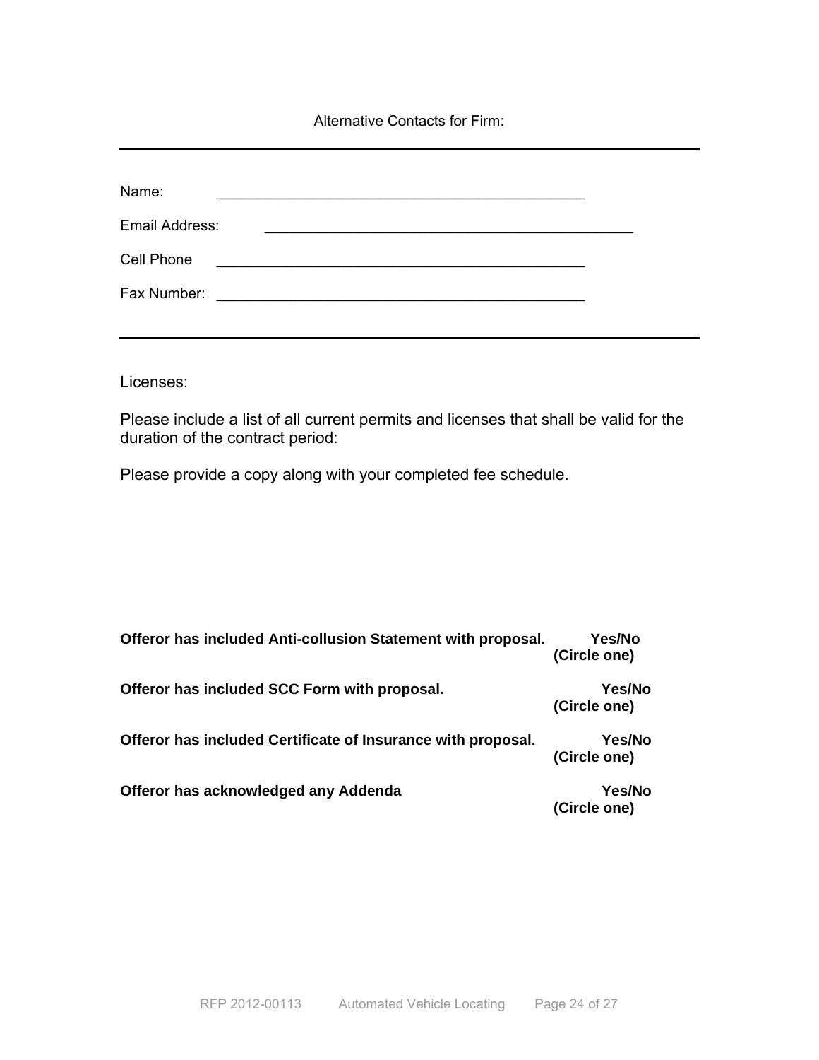Alternative Contacts for Firm:

---

Name: _______________________________________________

Email Address: _______________________________________________

Cell Phone _______________________________________________

Fax Number: _______________________________________________

---

Licenses:

Please include a list of all current permits and licenses that shall be valid for the duration of the contract period:

Please provide a copy along with your completed fee schedule.

**Offeror has included Anti-collusion Statement with proposal.** **Yes/No (Circle one)**

**Offeror has included SCC Form with proposal.** **Yes/No (Circle one)**

**Offeror has included Certificate of Insurance with proposal.** **Yes/No (Circle one)**

**Offeror has acknowledged any Addenda** **Yes/No (Circle one)**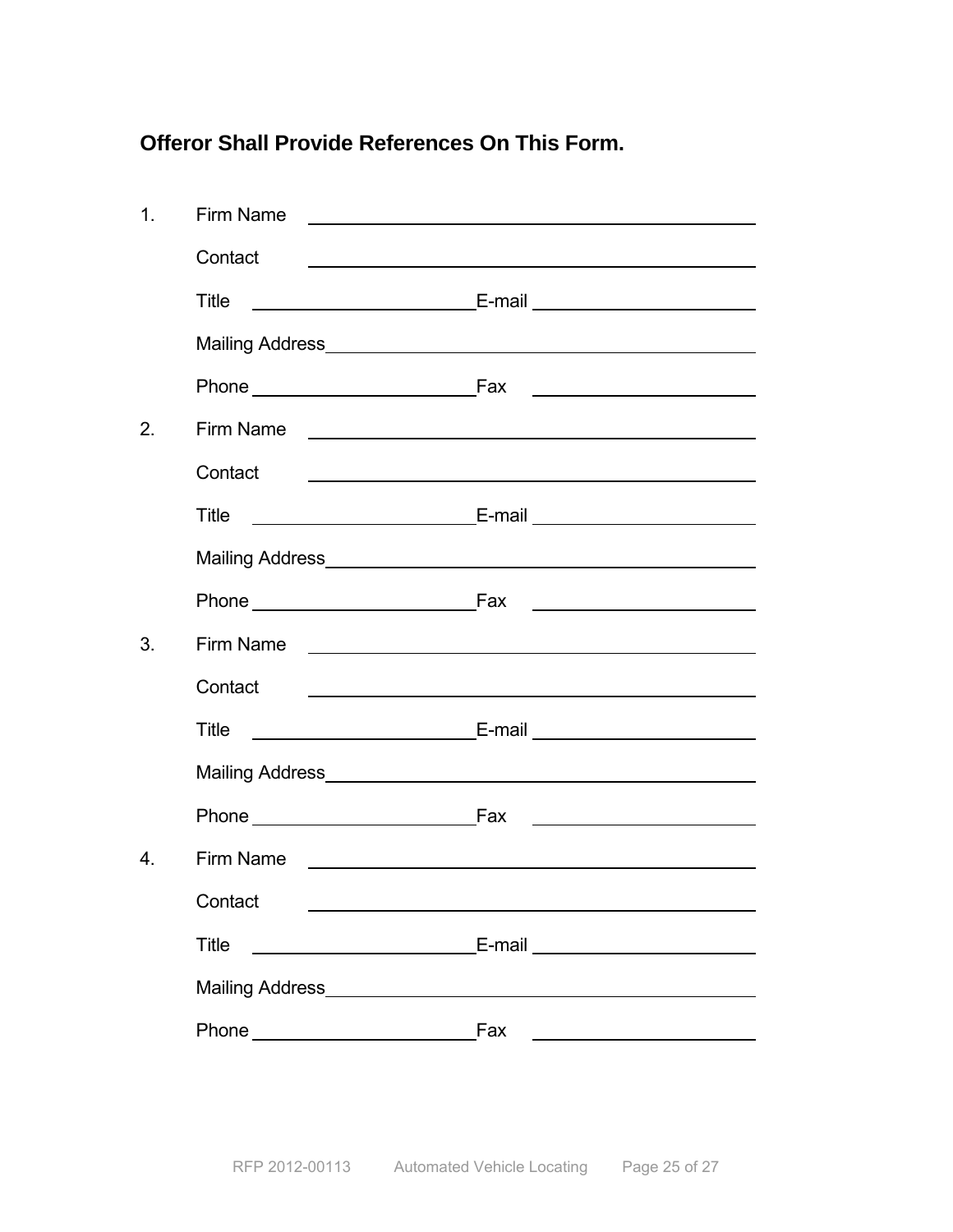**Offeror Shall Provide References On This Form.**

1. Firm Name ______________________________________________

   Contact ______________________________________________

   Title ______________________ E-mail ______________________

   Mailing Address ______________________________________________

   Phone ______________________ Fax ______________________

2. Firm Name ______________________________________________

   Contact ______________________________________________

   Title ______________________ E-mail ______________________

   Mailing Address ______________________________________________

   Phone ______________________ Fax ______________________

3. Firm Name ______________________________________________

   Contact ______________________________________________

   Title ______________________ E-mail ______________________

   Mailing Address ______________________________________________

   Phone ______________________ Fax ______________________

4. Firm Name ______________________________________________

   Contact ______________________________________________

   Title ______________________ E-mail ______________________

   Mailing Address ______________________________________________

   Phone ______________________ Fax ______________________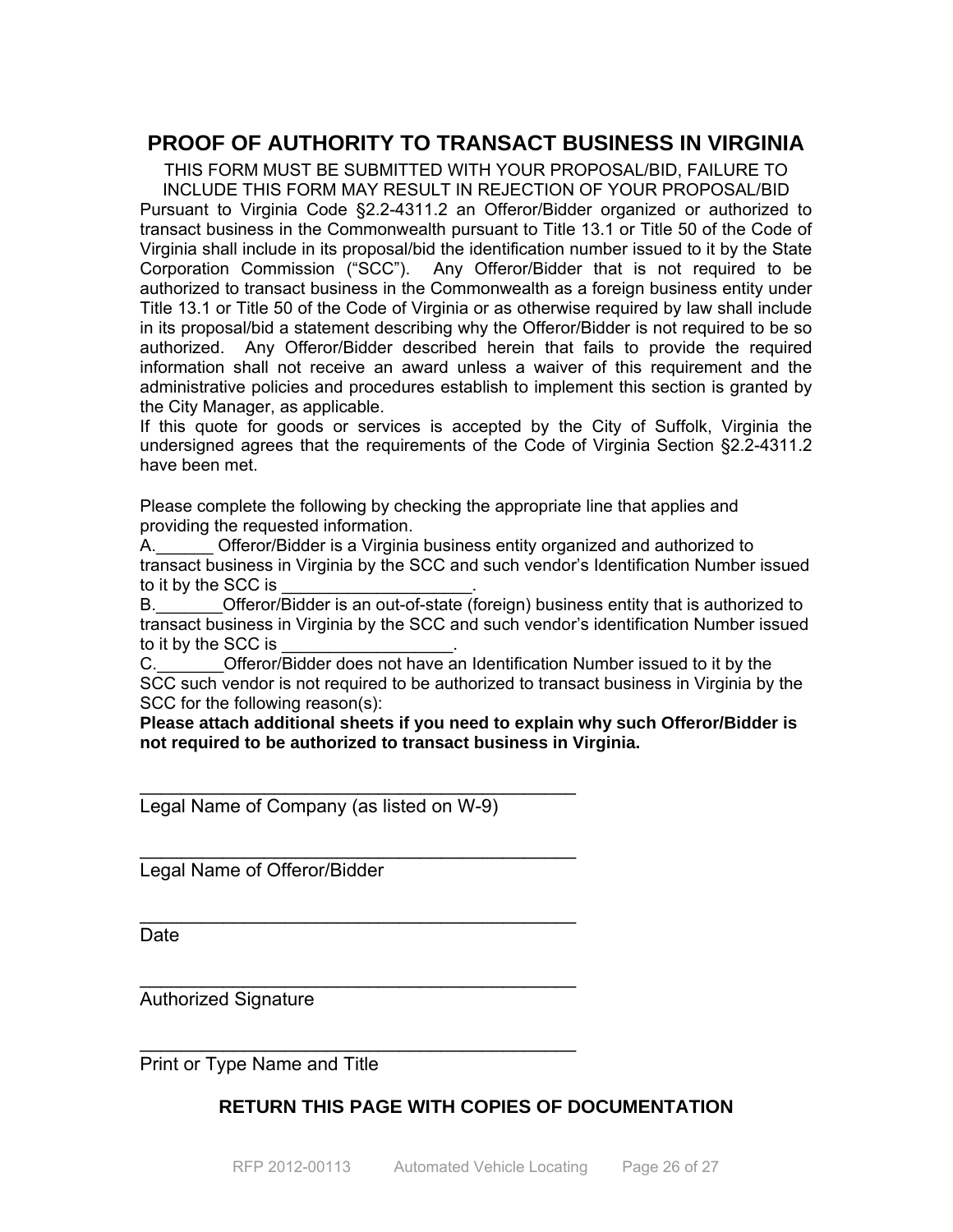# PROOF OF AUTHORITY TO TRANSACT BUSINESS IN VIRGINIA

THIS FORM MUST BE SUBMITTED WITH YOUR PROPOSAL/BID, FAILURE TO INCLUDE THIS FORM MAY RESULT IN REJECTION OF YOUR PROPOSAL/BID

Pursuant to Virginia Code §2.2-4311.2 an Offeror/Bidder organized or authorized to transact business in the Commonwealth pursuant to Title 13.1 or Title 50 of the Code of Virginia shall include in its proposal/bid the identification number issued to it by the State Corporation Commission ("SCC"). Any Offeror/Bidder that is not required to be authorized to transact business in the Commonwealth as a foreign business entity under Title 13.1 or Title 50 of the Code of Virginia or as otherwise required by law shall include in its proposal/bid a statement describing why the Offeror/Bidder is not required to be so authorized. Any Offeror/Bidder described herein that fails to provide the required information shall not receive an award unless a waiver of this requirement and the administrative policies and procedures establish to implement this section is granted by the City Manager, as applicable.

If this quote for goods or services is accepted by the City of Suffolk, Virginia the undersigned agrees that the requirements of the Code of Virginia Section §2.2-4311.2 have been met.

Please complete the following by checking the appropriate line that applies and providing the requested information.

A.______ Offeror/Bidder is a Virginia business entity organized and authorized to transact business in Virginia by the SCC and such vendor's Identification Number issued to it by the SCC is ____________________.

B._______Offeror/Bidder is an out-of-state (foreign) business entity that is authorized to transact business in Virginia by the SCC and such vendor's identification Number issued to it by the SCC is __________________.

C._______Offeror/Bidder does not have an Identification Number issued to it by the SCC such vendor is not required to be authorized to transact business in Virginia by the SCC for the following reason(s):

**Please attach additional sheets if you need to explain why such Offeror/Bidder is not required to be authorized to transact business in Virginia.**

____________________________________________
Legal Name of Company (as listed on W-9)

____________________________________________
Legal Name of Offeror/Bidder

____________________________________________
Date

____________________________________________
Authorized Signature

____________________________________________
Print or Type Name and Title

**RETURN THIS PAGE WITH COPIES OF DOCUMENTATION**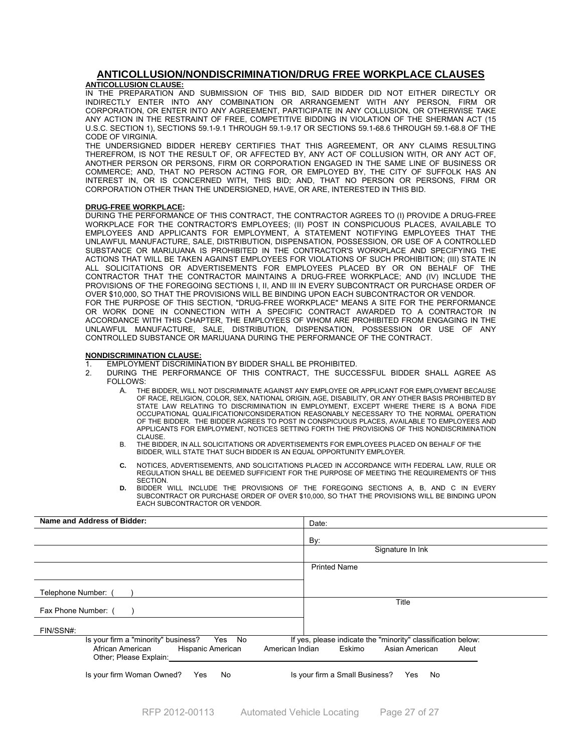# ANTICOLLUSION/NONDISCRIMINATION/DRUG FREE WORKPLACE CLAUSES

**ANTICOLLUSION CLAUSE:**

IN THE PREPARATION AND SUBMISSION OF THIS BID, SAID BIDDER DID NOT EITHER DIRECTLY OR INDIRECTLY ENTER INTO ANY COMBINATION OR ARRANGEMENT WITH ANY PERSON, FIRM OR CORPORATION, OR ENTER INTO ANY AGREEMENT, PARTICIPATE IN ANY COLLUSION, OR OTHERWISE TAKE ANY ACTION IN THE RESTRAINT OF FREE, COMPETITIVE BIDDING IN VIOLATION OF THE SHERMAN ACT (15 U.S.C. SECTION 1), SECTIONS 59.1-9.1 THROUGH 59.1-9.17 OR SECTIONS 59.1-68.6 THROUGH 59.1-68.8 OF THE CODE OF VIRGINIA.

THE UNDERSIGNED BIDDER HEREBY CERTIFIES THAT THIS AGREEMENT, OR ANY CLAIMS RESULTING THEREFROM, IS NOT THE RESULT OF, OR AFFECTED BY, ANY ACT OF COLLUSION WITH, OR ANY ACT OF, ANOTHER PERSON OR PERSONS, FIRM OR CORPORATION ENGAGED IN THE SAME LINE OF BUSINESS OR COMMERCE; AND, THAT NO PERSON ACTING FOR, OR EMPLOYED BY, THE CITY OF SUFFOLK HAS AN INTEREST IN, OR IS CONCERNED WITH, THIS BID; AND, THAT NO PERSON OR PERSONS, FIRM OR CORPORATION OTHER THAN THE UNDERSIGNED, HAVE, OR ARE, INTERESTED IN THIS BID.

**DRUG-FREE WORKPLACE:**

DURING THE PERFORMANCE OF THIS CONTRACT, THE CONTRACTOR AGREES TO (I) PROVIDE A DRUG-FREE WORKPLACE FOR THE CONTRACTOR'S EMPLOYEES; (II) POST IN CONSPICUOUS PLACES, AVAILABLE TO EMPLOYEES AND APPLICANTS FOR EMPLOYMENT, A STATEMENT NOTIFYING EMPLOYEES THAT THE UNLAWFUL MANUFACTURE, SALE, DISTRIBUTION, DISPENSATION, POSSESSION, OR USE OF A CONTROLLED SUBSTANCE OR MARIJUANA IS PROHIBITED IN THE CONTRACTOR'S WORKPLACE AND SPECIFYING THE ACTIONS THAT WILL BE TAKEN AGAINST EMPLOYEES FOR VIOLATIONS OF SUCH PROHIBITION; (III) STATE IN ALL SOLICITATIONS OR ADVERTISEMENTS FOR EMPLOYEES PLACED BY OR ON BEHALF OF THE CONTRACTOR THAT THE CONTRACTOR MAINTAINS A DRUG-FREE WORKPLACE; AND (IV) INCLUDE THE PROVISIONS OF THE FOREGOING SECTIONS I, II, AND III IN EVERY SUBCONTRACT OR PURCHASE ORDER OF OVER $10,000, SO THAT THE PROVISIONS WILL BE BINDING UPON EACH SUBCONTRACTOR OR VENDOR.

FOR THE PURPOSE OF THIS SECTION, "DRUG-FREE WORKPLACE" MEANS A SITE FOR THE PERFORMANCE OR WORK DONE IN CONNECTION WITH A SPECIFIC CONTRACT AWARDED TO A CONTRACTOR IN ACCORDANCE WITH THIS CHAPTER, THE EMPLOYEES OF WHOM ARE PROHIBITED FROM ENGAGING IN THE UNLAWFUL MANUFACTURE, SALE, DISTRIBUTION, DISPENSATION, POSSESSION OR USE OF ANY CONTROLLED SUBSTANCE OR MARIJUANA DURING THE PERFORMANCE OF THE CONTRACT.

**NONDISCRIMINATION CLAUSE:**

1. EMPLOYMENT DISCRIMINATION BY BIDDER SHALL BE PROHIBITED.
2. DURING THE PERFORMANCE OF THIS CONTRACT, THE SUCCESSFUL BIDDER SHALL AGREE AS FOLLOWS:
   - A. THE BIDDER, WILL NOT DISCRIMINATE AGAINST ANY EMPLOYEE OR APPLICANT FOR EMPLOYMENT BECAUSE OF RACE, RELIGION, COLOR, SEX, NATIONAL ORIGIN, AGE, DISABILITY, OR ANY OTHER BASIS PROHIBITED BY STATE LAW RELATING TO DISCRIMINATION IN EMPLOYMENT, EXCEPT WHERE THERE IS A BONA FIDE OCCUPATIONAL QUALIFICATION/CONSIDERATION REASONABLY NECESSARY TO THE NORMAL OPERATION OF THE BIDDER. THE BIDDER AGREES TO POST IN CONSPICUOUS PLACES, AVAILABLE TO EMPLOYEES AND APPLICANTS FOR EMPLOYMENT, NOTICES SETTING FORTH THE PROVISIONS OF THIS NONDISCRIMINATION CLAUSE.
   - B. THE BIDDER, IN ALL SOLICITATIONS OR ADVERTISEMENTS FOR EMPLOYEES PLACED ON BEHALF OF THE BIDDER, WILL STATE THAT SUCH BIDDER IS AN EQUAL OPPORTUNITY EMPLOYER.
   - **C.** NOTICES, ADVERTISEMENTS, AND SOLICITATIONS PLACED IN ACCORDANCE WITH FEDERAL LAW, RULE OR REGULATION SHALL BE DEEMED SUFFICIENT FOR THE PURPOSE OF MEETING THE REQUIREMENTS OF THIS SECTION.
   - **D.** BIDDER WILL INCLUDE THE PROVISIONS OF THE FOREGOING SECTIONS A, B, AND C IN EVERY SUBCONTRACT OR PURCHASE ORDER OF OVER $10,000, SO THAT THE PROVISIONS WILL BE BINDING UPON EACH SUBCONTRACTOR OR VENDOR.

| **Name and Address of Bidder:** | Date: |
|---|---|
| | By: |
| | Signature In Ink |
| | Printed Name |
| Telephone Number: ( ) | |
| Fax Phone Number: ( ) | Title |
| FIN/SSN#: | |

Is your firm a "minority" business? Yes No | If yes, please indicate the "minority" classification below:

African American | Hispanic American | American Indian | Eskimo | Asian American | Aleut

Other; Please Explain: ____________________

Is your firm Woman Owned? Yes No | Is your firm a Small Business? Yes No